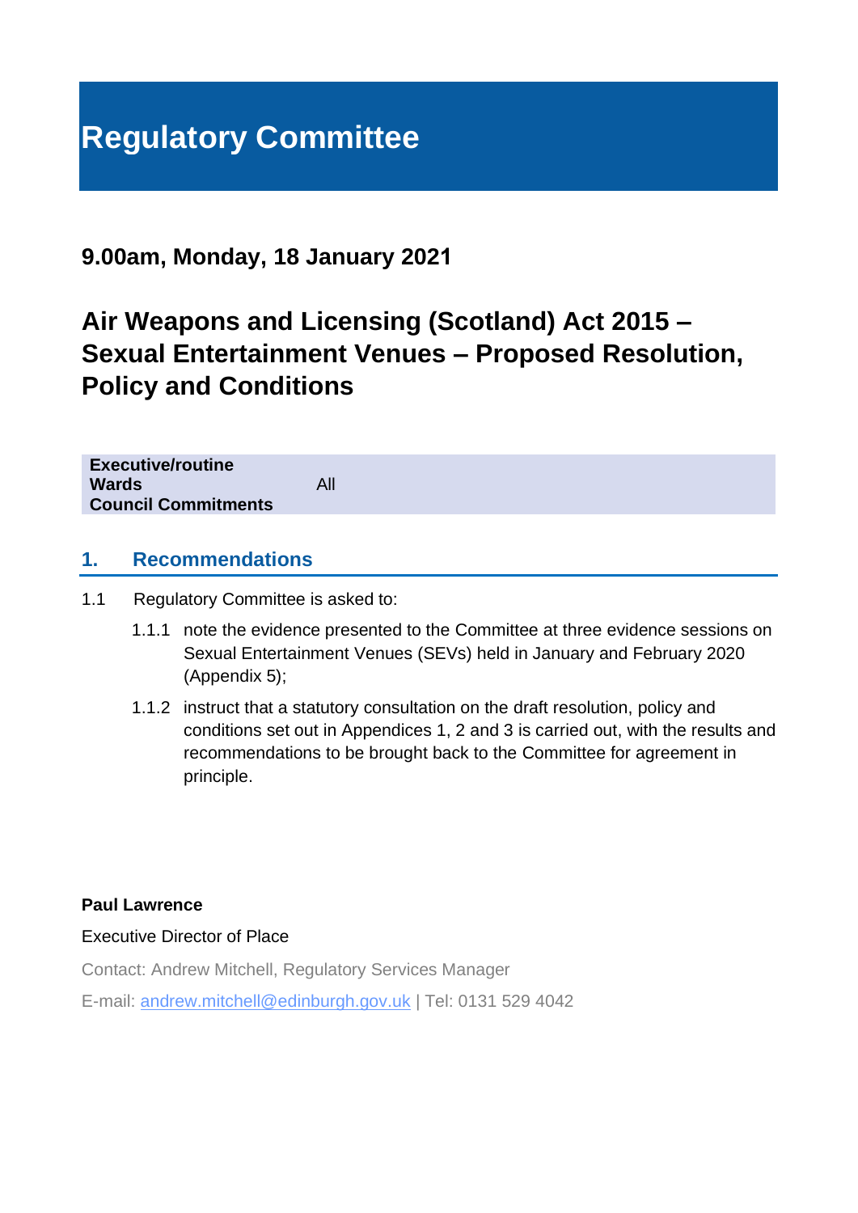# Regulatory Committee

## 9.00am, Monday, 18 January 2021

## Air Weapons and Licensing (Scotland) Act 2015 – Sexual Entertainment Venues – Proposed Resolution, Policy and Conditions

| | |
|---|---|
| **Executive/routine** | |
| **Wards** | All |
| **Council Commitments** | |

## 1. Recommendations

1.1 Regulatory Committee is asked to:

1.1.1 note the evidence presented to the Committee at three evidence sessions on Sexual Entertainment Venues (SEVs) held in January and February 2020 (Appendix 5);

1.1.2 instruct that a statutory consultation on the draft resolution, policy and conditions set out in Appendices 1, 2 and 3 is carried out, with the results and recommendations to be brought back to the Committee for agreement in principle.

**Paul Lawrence**

Executive Director of Place

Contact: Andrew Mitchell, Regulatory Services Manager

E-mail: andrew.mitchell@edinburgh.gov.uk | Tel: 0131 529 4042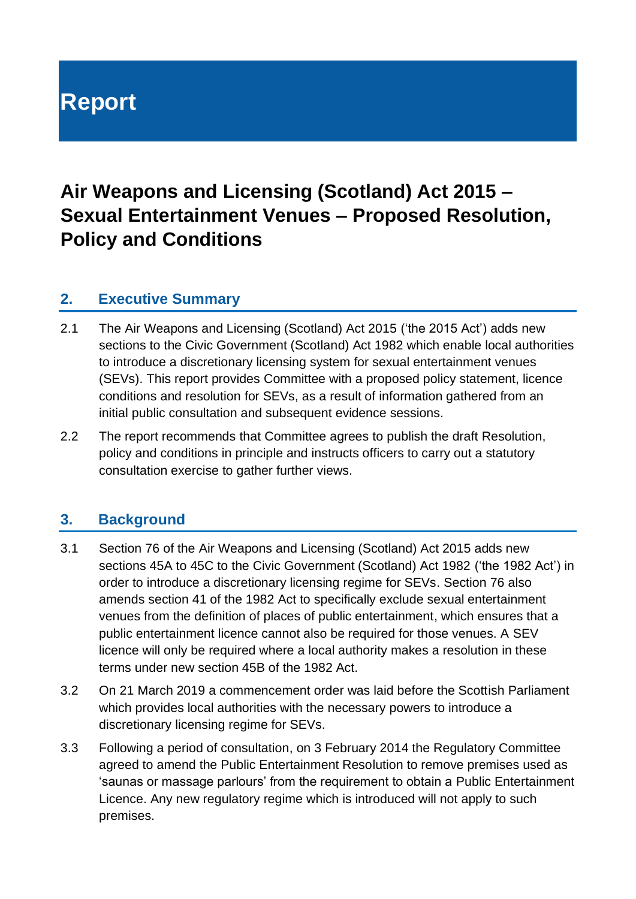# Report

# Air Weapons and Licensing (Scotland) Act 2015 – Sexual Entertainment Venues – Proposed Resolution, Policy and Conditions

## 2. Executive Summary

2.1 The Air Weapons and Licensing (Scotland) Act 2015 ('the 2015 Act') adds new sections to the Civic Government (Scotland) Act 1982 which enable local authorities to introduce a discretionary licensing system for sexual entertainment venues (SEVs). This report provides Committee with a proposed policy statement, licence conditions and resolution for SEVs, as a result of information gathered from an initial public consultation and subsequent evidence sessions.

2.2 The report recommends that Committee agrees to publish the draft Resolution, policy and conditions in principle and instructs officers to carry out a statutory consultation exercise to gather further views.

## 3. Background

3.1 Section 76 of the Air Weapons and Licensing (Scotland) Act 2015 adds new sections 45A to 45C to the Civic Government (Scotland) Act 1982 ('the 1982 Act') in order to introduce a discretionary licensing regime for SEVs. Section 76 also amends section 41 of the 1982 Act to specifically exclude sexual entertainment venues from the definition of places of public entertainment, which ensures that a public entertainment licence cannot also be required for those venues. A SEV licence will only be required where a local authority makes a resolution in these terms under new section 45B of the 1982 Act.

3.2 On 21 March 2019 a commencement order was laid before the Scottish Parliament which provides local authorities with the necessary powers to introduce a discretionary licensing regime for SEVs.

3.3 Following a period of consultation, on 3 February 2014 the Regulatory Committee agreed to amend the Public Entertainment Resolution to remove premises used as 'saunas or massage parlours' from the requirement to obtain a Public Entertainment Licence. Any new regulatory regime which is introduced will not apply to such premises.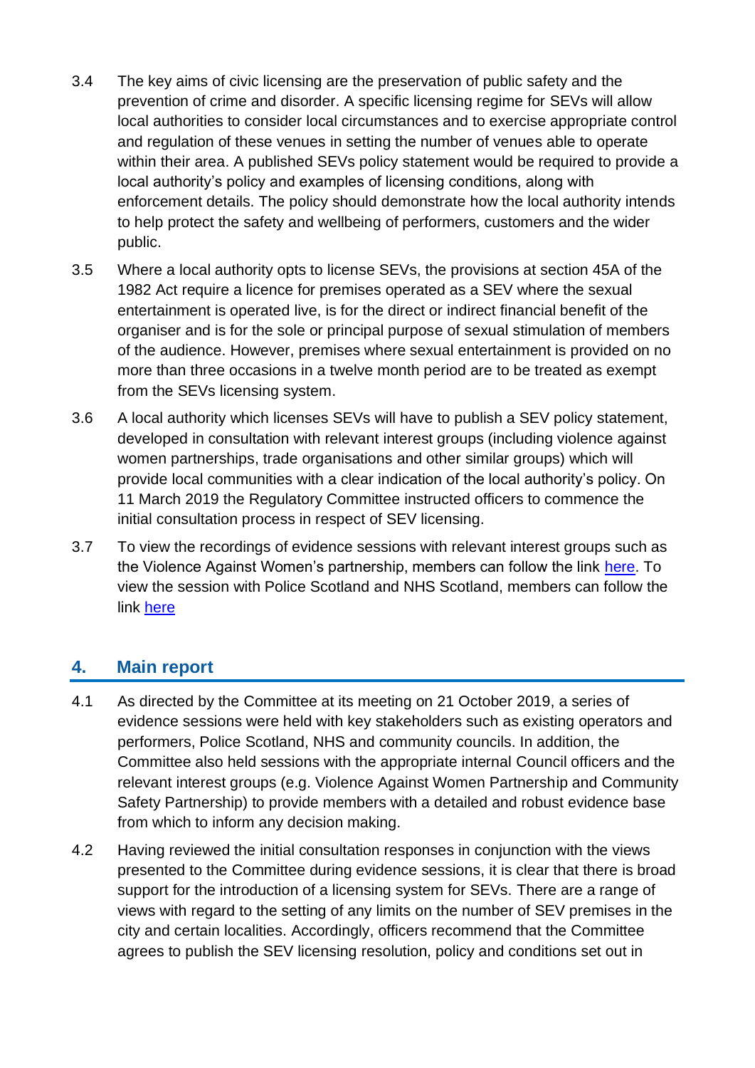3.4 The key aims of civic licensing are the preservation of public safety and the prevention of crime and disorder. A specific licensing regime for SEVs will allow local authorities to consider local circumstances and to exercise appropriate control and regulation of these venues in setting the number of venues able to operate within their area. A published SEVs policy statement would be required to provide a local authority's policy and examples of licensing conditions, along with enforcement details. The policy should demonstrate how the local authority intends to help protect the safety and wellbeing of performers, customers and the wider public.

3.5 Where a local authority opts to license SEVs, the provisions at section 45A of the 1982 Act require a licence for premises operated as a SEV where the sexual entertainment is operated live, is for the direct or indirect financial benefit of the organiser and is for the sole or principal purpose of sexual stimulation of members of the audience. However, premises where sexual entertainment is provided on no more than three occasions in a twelve month period are to be treated as exempt from the SEVs licensing system.

3.6 A local authority which licenses SEVs will have to publish a SEV policy statement, developed in consultation with relevant interest groups (including violence against women partnerships, trade organisations and other similar groups) which will provide local communities with a clear indication of the local authority's policy. On 11 March 2019 the Regulatory Committee instructed officers to commence the initial consultation process in respect of SEV licensing.

3.7 To view the recordings of evidence sessions with relevant interest groups such as the Violence Against Women's partnership, members can follow the link here. To view the session with Police Scotland and NHS Scotland, members can follow the link here

## 4. Main report

4.1 As directed by the Committee at its meeting on 21 October 2019, a series of evidence sessions were held with key stakeholders such as existing operators and performers, Police Scotland, NHS and community councils. In addition, the Committee also held sessions with the appropriate internal Council officers and the relevant interest groups (e.g. Violence Against Women Partnership and Community Safety Partnership) to provide members with a detailed and robust evidence base from which to inform any decision making.

4.2 Having reviewed the initial consultation responses in conjunction with the views presented to the Committee during evidence sessions, it is clear that there is broad support for the introduction of a licensing system for SEVs. There are a range of views with regard to the setting of any limits on the number of SEV premises in the city and certain localities. Accordingly, officers recommend that the Committee agrees to publish the SEV licensing resolution, policy and conditions set out in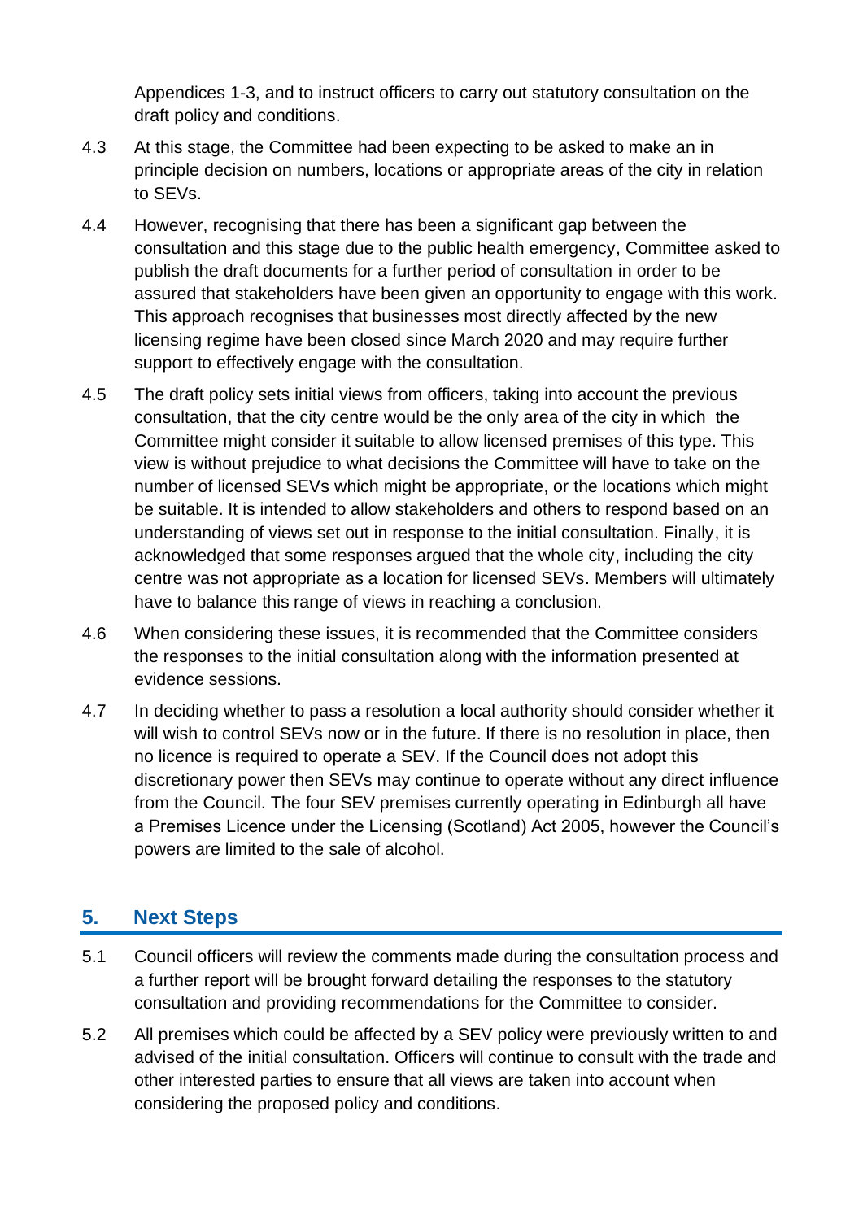Appendices 1-3, and to instruct officers to carry out statutory consultation on the draft policy and conditions.

4.3 At this stage, the Committee had been expecting to be asked to make an in principle decision on numbers, locations or appropriate areas of the city in relation to SEVs.

4.4 However, recognising that there has been a significant gap between the consultation and this stage due to the public health emergency, Committee asked to publish the draft documents for a further period of consultation in order to be assured that stakeholders have been given an opportunity to engage with this work. This approach recognises that businesses most directly affected by the new licensing regime have been closed since March 2020 and may require further support to effectively engage with the consultation.

4.5 The draft policy sets initial views from officers, taking into account the previous consultation, that the city centre would be the only area of the city in which the Committee might consider it suitable to allow licensed premises of this type. This view is without prejudice to what decisions the Committee will have to take on the number of licensed SEVs which might be appropriate, or the locations which might be suitable. It is intended to allow stakeholders and others to respond based on an understanding of views set out in response to the initial consultation. Finally, it is acknowledged that some responses argued that the whole city, including the city centre was not appropriate as a location for licensed SEVs. Members will ultimately have to balance this range of views in reaching a conclusion.

4.6 When considering these issues, it is recommended that the Committee considers the responses to the initial consultation along with the information presented at evidence sessions.

4.7 In deciding whether to pass a resolution a local authority should consider whether it will wish to control SEVs now or in the future. If there is no resolution in place, then no licence is required to operate a SEV. If the Council does not adopt this discretionary power then SEVs may continue to operate without any direct influence from the Council. The four SEV premises currently operating in Edinburgh all have a Premises Licence under the Licensing (Scotland) Act 2005, however the Council's powers are limited to the sale of alcohol.

## 5. Next Steps

5.1 Council officers will review the comments made during the consultation process and a further report will be brought forward detailing the responses to the statutory consultation and providing recommendations for the Committee to consider.

5.2 All premises which could be affected by a SEV policy were previously written to and advised of the initial consultation. Officers will continue to consult with the trade and other interested parties to ensure that all views are taken into account when considering the proposed policy and conditions.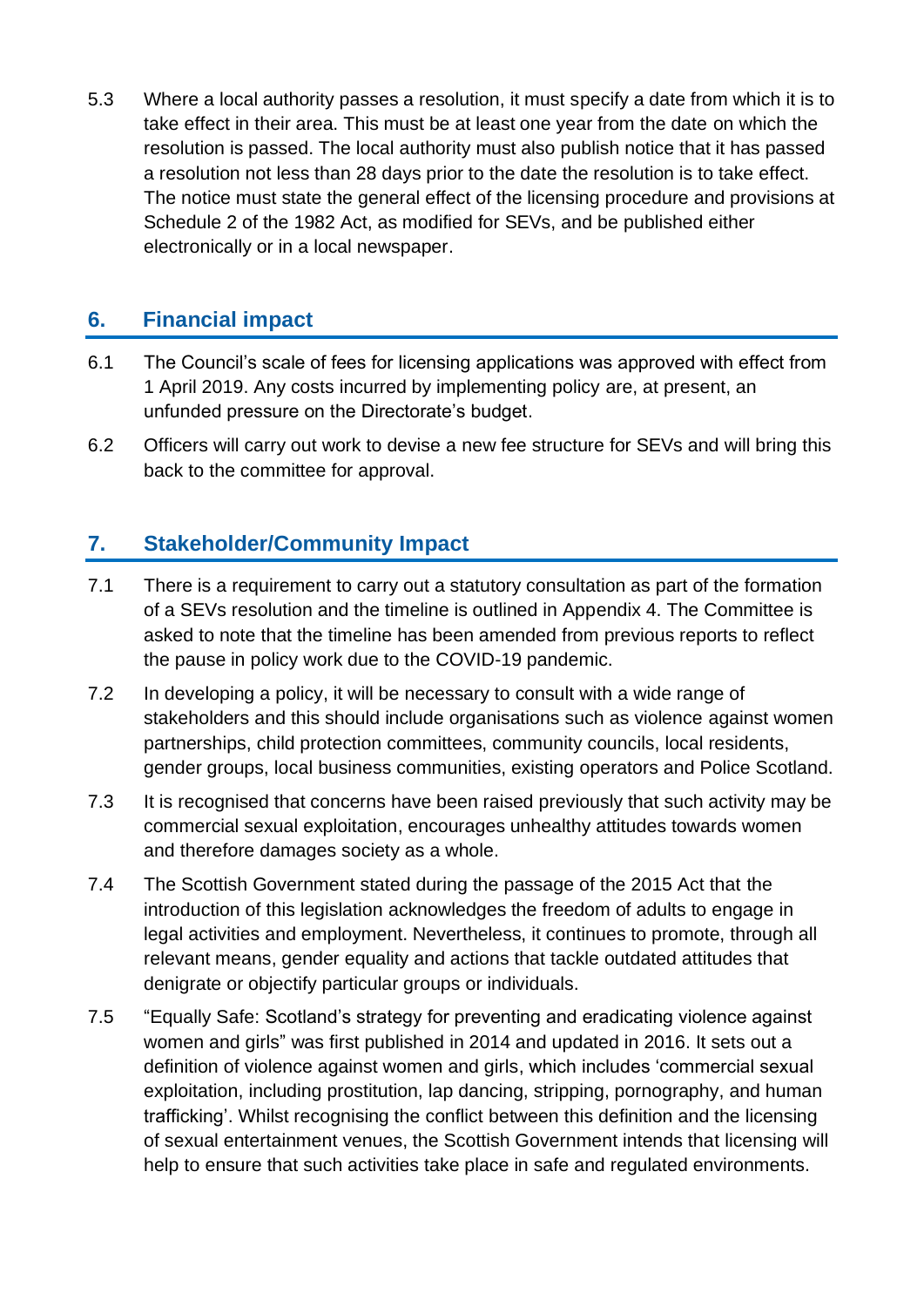5.3 Where a local authority passes a resolution, it must specify a date from which it is to take effect in their area. This must be at least one year from the date on which the resolution is passed. The local authority must also publish notice that it has passed a resolution not less than 28 days prior to the date the resolution is to take effect. The notice must state the general effect of the licensing procedure and provisions at Schedule 2 of the 1982 Act, as modified for SEVs, and be published either electronically or in a local newspaper.

## 6. Financial impact

6.1 The Council's scale of fees for licensing applications was approved with effect from 1 April 2019. Any costs incurred by implementing policy are, at present, an unfunded pressure on the Directorate's budget.

6.2 Officers will carry out work to devise a new fee structure for SEVs and will bring this back to the committee for approval.

## 7. Stakeholder/Community Impact

7.1 There is a requirement to carry out a statutory consultation as part of the formation of a SEVs resolution and the timeline is outlined in Appendix 4. The Committee is asked to note that the timeline has been amended from previous reports to reflect the pause in policy work due to the COVID-19 pandemic.

7.2 In developing a policy, it will be necessary to consult with a wide range of stakeholders and this should include organisations such as violence against women partnerships, child protection committees, community councils, local residents, gender groups, local business communities, existing operators and Police Scotland.

7.3 It is recognised that concerns have been raised previously that such activity may be commercial sexual exploitation, encourages unhealthy attitudes towards women and therefore damages society as a whole.

7.4 The Scottish Government stated during the passage of the 2015 Act that the introduction of this legislation acknowledges the freedom of adults to engage in legal activities and employment. Nevertheless, it continues to promote, through all relevant means, gender equality and actions that tackle outdated attitudes that denigrate or objectify particular groups or individuals.

7.5 "Equally Safe: Scotland's strategy for preventing and eradicating violence against women and girls" was first published in 2014 and updated in 2016. It sets out a definition of violence against women and girls, which includes 'commercial sexual exploitation, including prostitution, lap dancing, stripping, pornography, and human trafficking'. Whilst recognising the conflict between this definition and the licensing of sexual entertainment venues, the Scottish Government intends that licensing will help to ensure that such activities take place in safe and regulated environments.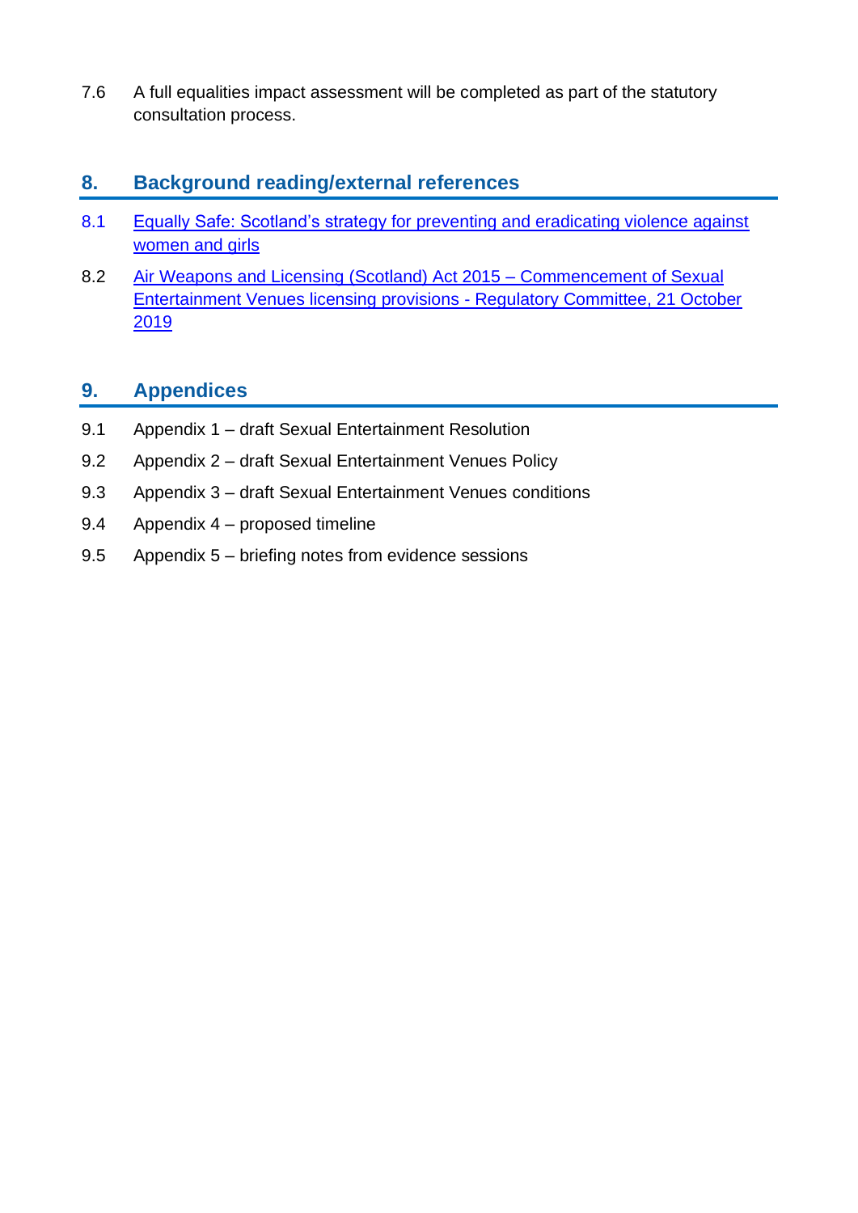7.6 A full equalities impact assessment will be completed as part of the statutory consultation process.

## 8. Background reading/external references

8.1 Equally Safe: Scotland's strategy for preventing and eradicating violence against women and girls

8.2 Air Weapons and Licensing (Scotland) Act 2015 – Commencement of Sexual Entertainment Venues licensing provisions - Regulatory Committee, 21 October 2019

## 9. Appendices

9.1 Appendix 1 – draft Sexual Entertainment Resolution

9.2 Appendix 2 – draft Sexual Entertainment Venues Policy

9.3 Appendix 3 – draft Sexual Entertainment Venues conditions

9.4 Appendix 4 – proposed timeline

9.5 Appendix 5 – briefing notes from evidence sessions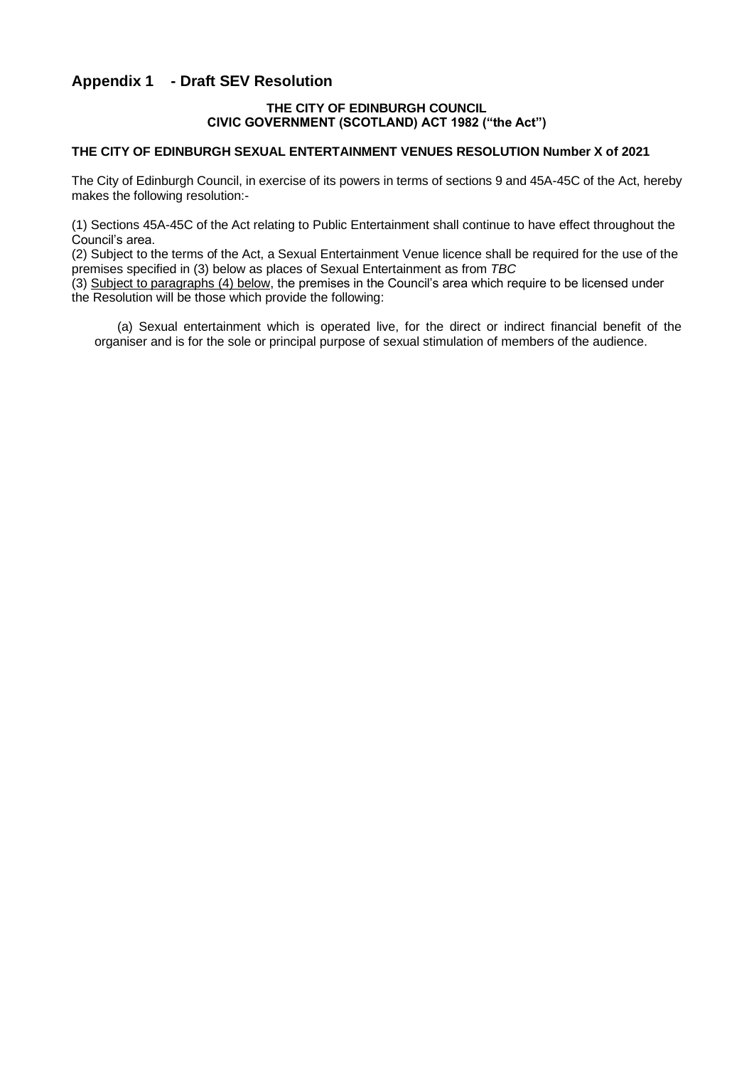## Appendix 1 - Draft SEV Resolution

**THE CITY OF EDINBURGH COUNCIL**
**CIVIC GOVERNMENT (SCOTLAND) ACT 1982 ("the Act")**

**THE CITY OF EDINBURGH SEXUAL ENTERTAINMENT VENUES RESOLUTION Number X of 2021**

The City of Edinburgh Council, in exercise of its powers in terms of sections 9 and 45A-45C of the Act, hereby makes the following resolution:-

(1) Sections 45A-45C of the Act relating to Public Entertainment shall continue to have effect throughout the Council's area.

(2) Subject to the terms of the Act, a Sexual Entertainment Venue licence shall be required for the use of the premises specified in (3) below as places of Sexual Entertainment as from *TBC*

(3) <u>Subject to paragraphs (4) below</u>, the premises in the Council's area which require to be licensed under the Resolution will be those which provide the following:

(a) Sexual entertainment which is operated live, for the direct or indirect financial benefit of the organiser and is for the sole or principal purpose of sexual stimulation of members of the audience.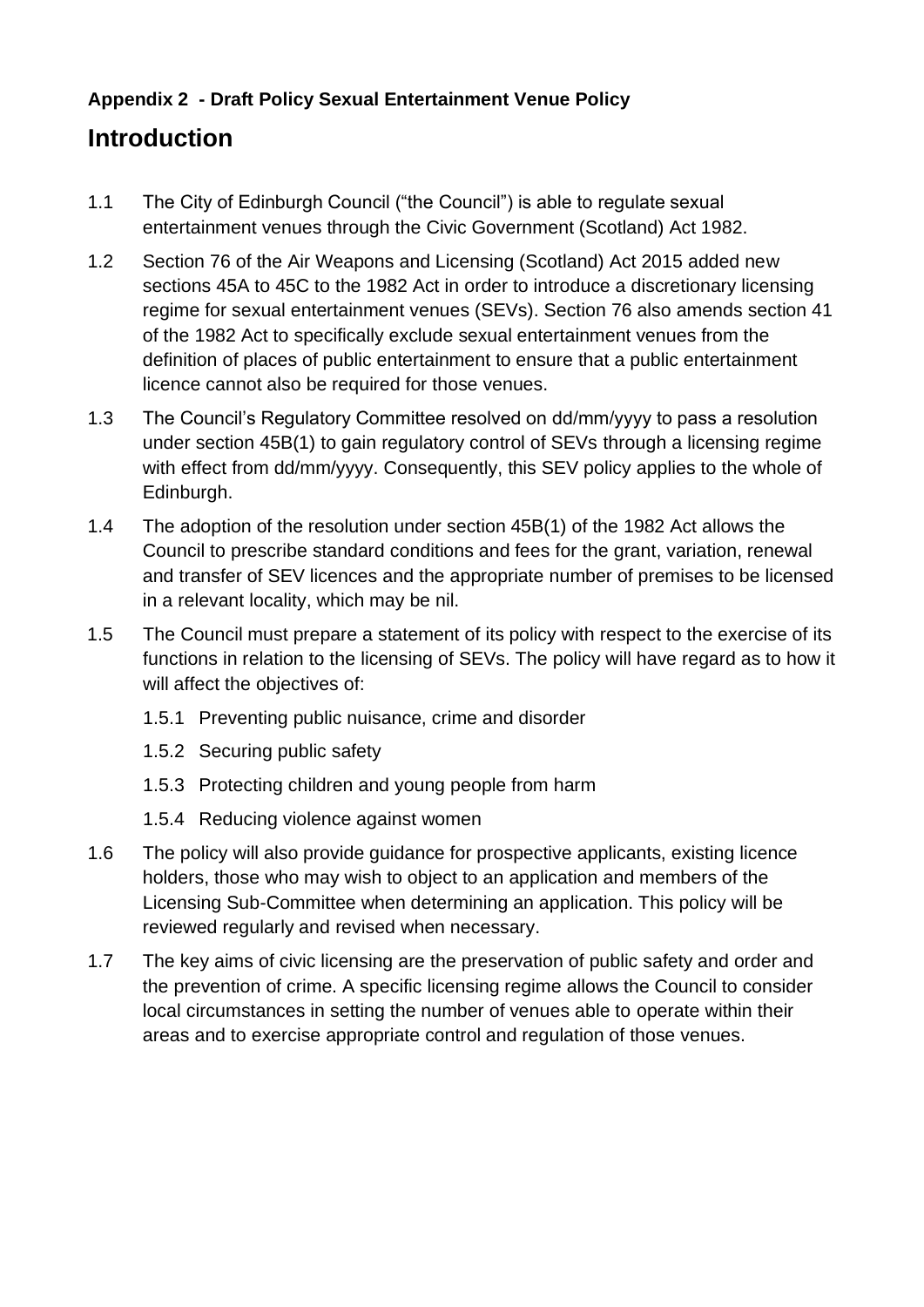**Appendix 2 - Draft Policy Sexual Entertainment Venue Policy**

# Introduction

1.1 The City of Edinburgh Council ("the Council") is able to regulate sexual entertainment venues through the Civic Government (Scotland) Act 1982.

1.2 Section 76 of the Air Weapons and Licensing (Scotland) Act 2015 added new sections 45A to 45C to the 1982 Act in order to introduce a discretionary licensing regime for sexual entertainment venues (SEVs). Section 76 also amends section 41 of the 1982 Act to specifically exclude sexual entertainment venues from the definition of places of public entertainment to ensure that a public entertainment licence cannot also be required for those venues.

1.3 The Council's Regulatory Committee resolved on dd/mm/yyyy to pass a resolution under section 45B(1) to gain regulatory control of SEVs through a licensing regime with effect from dd/mm/yyyy. Consequently, this SEV policy applies to the whole of Edinburgh.

1.4 The adoption of the resolution under section 45B(1) of the 1982 Act allows the Council to prescribe standard conditions and fees for the grant, variation, renewal and transfer of SEV licences and the appropriate number of premises to be licensed in a relevant locality, which may be nil.

1.5 The Council must prepare a statement of its policy with respect to the exercise of its functions in relation to the licensing of SEVs. The policy will have regard as to how it will affect the objectives of:

1.5.1 Preventing public nuisance, crime and disorder

1.5.2 Securing public safety

1.5.3 Protecting children and young people from harm

1.5.4 Reducing violence against women

1.6 The policy will also provide guidance for prospective applicants, existing licence holders, those who may wish to object to an application and members of the Licensing Sub-Committee when determining an application. This policy will be reviewed regularly and revised when necessary.

1.7 The key aims of civic licensing are the preservation of public safety and order and the prevention of crime. A specific licensing regime allows the Council to consider local circumstances in setting the number of venues able to operate within their areas and to exercise appropriate control and regulation of those venues.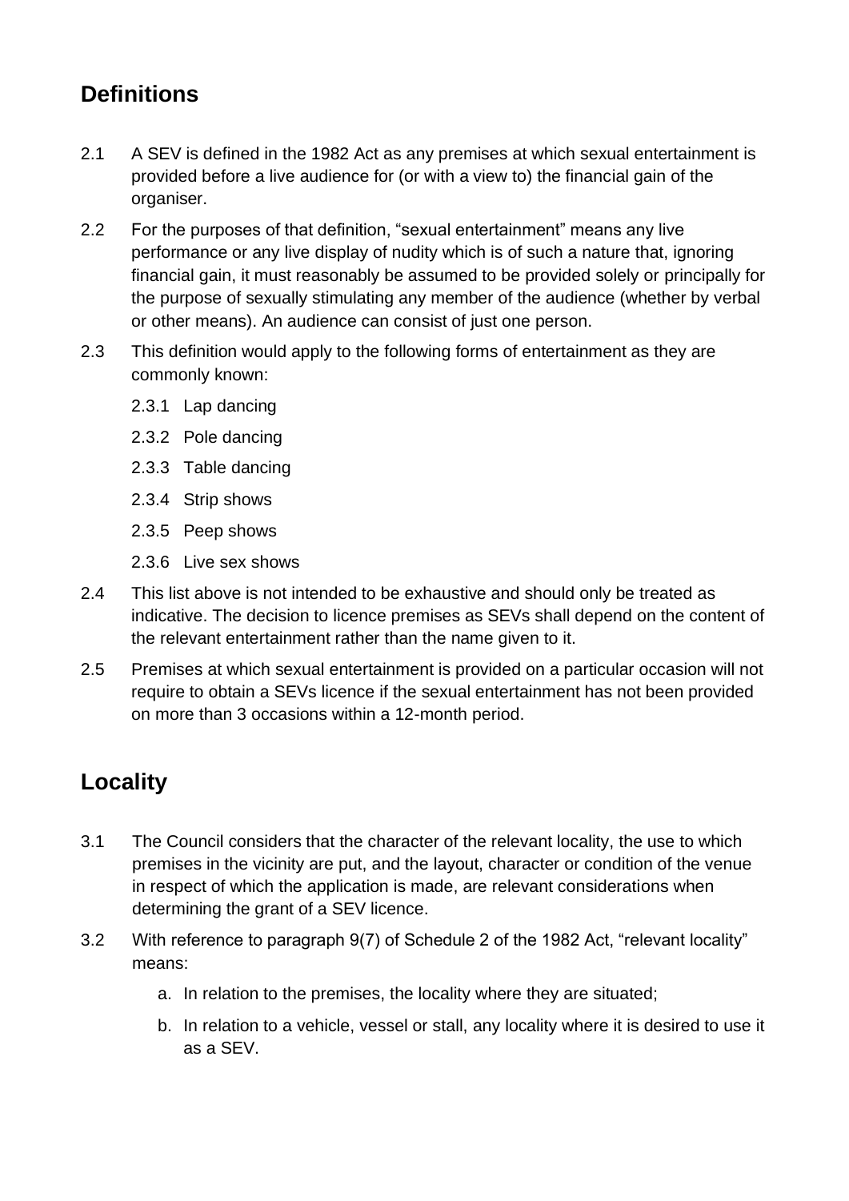## Definitions

2.1 A SEV is defined in the 1982 Act as any premises at which sexual entertainment is provided before a live audience for (or with a view to) the financial gain of the organiser.

2.2 For the purposes of that definition, “sexual entertainment” means any live performance or any live display of nudity which is of such a nature that, ignoring financial gain, it must reasonably be assumed to be provided solely or principally for the purpose of sexually stimulating any member of the audience (whether by verbal or other means). An audience can consist of just one person.

2.3 This definition would apply to the following forms of entertainment as they are commonly known:

- 2.3.1 Lap dancing
- 2.3.2 Pole dancing
- 2.3.3 Table dancing
- 2.3.4 Strip shows
- 2.3.5 Peep shows
- 2.3.6 Live sex shows

2.4 This list above is not intended to be exhaustive and should only be treated as indicative. The decision to licence premises as SEVs shall depend on the content of the relevant entertainment rather than the name given to it.

2.5 Premises at which sexual entertainment is provided on a particular occasion will not require to obtain a SEVs licence if the sexual entertainment has not been provided on more than 3 occasions within a 12-month period.

## Locality

3.1 The Council considers that the character of the relevant locality, the use to which premises in the vicinity are put, and the layout, character or condition of the venue in respect of which the application is made, are relevant considerations when determining the grant of a SEV licence.

3.2 With reference to paragraph 9(7) of Schedule 2 of the 1982 Act, “relevant locality” means:

a. In relation to the premises, the locality where they are situated;

b. In relation to a vehicle, vessel or stall, any locality where it is desired to use it as a SEV.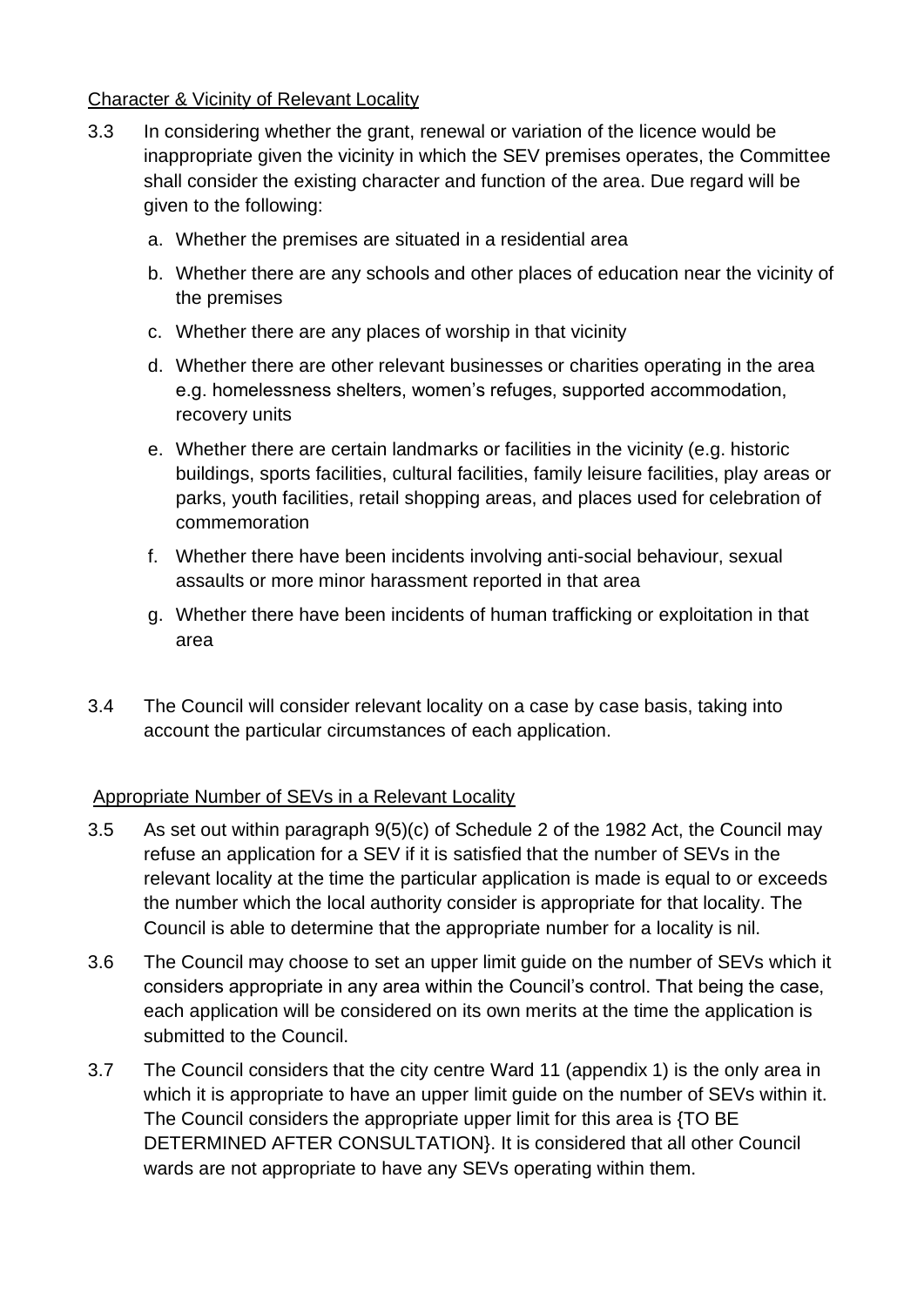Character & Vicinity of Relevant Locality

3.3 In considering whether the grant, renewal or variation of the licence would be inappropriate given the vicinity in which the SEV premises operates, the Committee shall consider the existing character and function of the area. Due regard will be given to the following:

a. Whether the premises are situated in a residential area

b. Whether there are any schools and other places of education near the vicinity of the premises

c. Whether there are any places of worship in that vicinity

d. Whether there are other relevant businesses or charities operating in the area e.g. homelessness shelters, women's refuges, supported accommodation, recovery units

e. Whether there are certain landmarks or facilities in the vicinity (e.g. historic buildings, sports facilities, cultural facilities, family leisure facilities, play areas or parks, youth facilities, retail shopping areas, and places used for celebration of commemoration

f. Whether there have been incidents involving anti-social behaviour, sexual assaults or more minor harassment reported in that area

g. Whether there have been incidents of human trafficking or exploitation in that area

3.4 The Council will consider relevant locality on a case by case basis, taking into account the particular circumstances of each application.

Appropriate Number of SEVs in a Relevant Locality

3.5 As set out within paragraph 9(5)(c) of Schedule 2 of the 1982 Act, the Council may refuse an application for a SEV if it is satisfied that the number of SEVs in the relevant locality at the time the particular application is made is equal to or exceeds the number which the local authority consider is appropriate for that locality. The Council is able to determine that the appropriate number for a locality is nil.

3.6 The Council may choose to set an upper limit guide on the number of SEVs which it considers appropriate in any area within the Council's control. That being the case, each application will be considered on its own merits at the time the application is submitted to the Council.

3.7 The Council considers that the city centre Ward 11 (appendix 1) is the only area in which it is appropriate to have an upper limit guide on the number of SEVs within it. The Council considers the appropriate upper limit for this area is {TO BE DETERMINED AFTER CONSULTATION}. It is considered that all other Council wards are not appropriate to have any SEVs operating within them.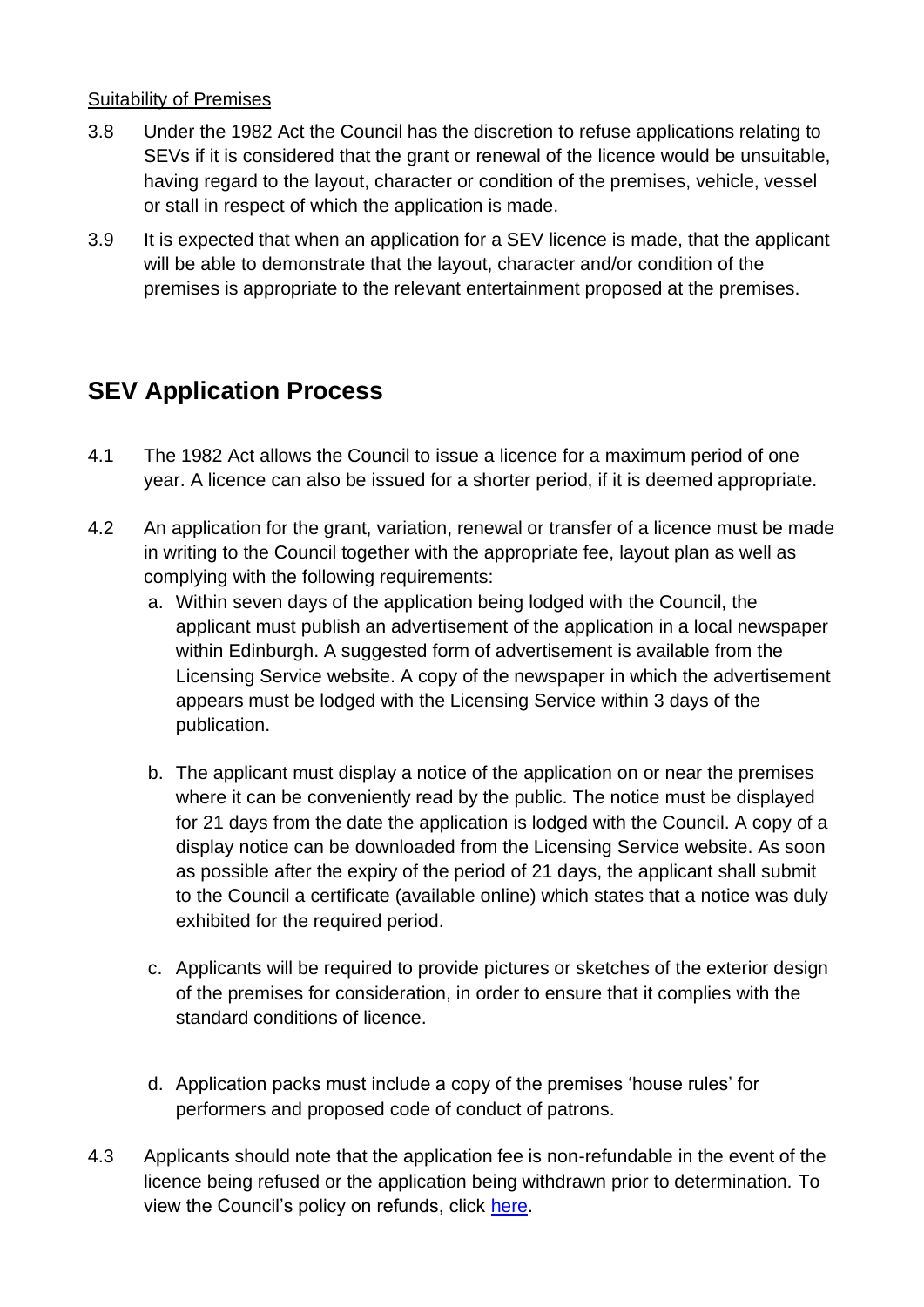<u>Suitability of Premises</u>

3.8 Under the 1982 Act the Council has the discretion to refuse applications relating to SEVs if it is considered that the grant or renewal of the licence would be unsuitable, having regard to the layout, character or condition of the premises, vehicle, vessel or stall in respect of which the application is made.

3.9 It is expected that when an application for a SEV licence is made, that the applicant will be able to demonstrate that the layout, character and/or condition of the premises is appropriate to the relevant entertainment proposed at the premises.

## SEV Application Process

4.1 The 1982 Act allows the Council to issue a licence for a maximum period of one year. A licence can also be issued for a shorter period, if it is deemed appropriate.

4.2 An application for the grant, variation, renewal or transfer of a licence must be made in writing to the Council together with the appropriate fee, layout plan as well as complying with the following requirements:

a. Within seven days of the application being lodged with the Council, the applicant must publish an advertisement of the application in a local newspaper within Edinburgh. A suggested form of advertisement is available from the Licensing Service website. A copy of the newspaper in which the advertisement appears must be lodged with the Licensing Service within 3 days of the publication.

b. The applicant must display a notice of the application on or near the premises where it can be conveniently read by the public. The notice must be displayed for 21 days from the date the application is lodged with the Council. A copy of a display notice can be downloaded from the Licensing Service website. As soon as possible after the expiry of the period of 21 days, the applicant shall submit to the Council a certificate (available online) which states that a notice was duly exhibited for the required period.

c. Applicants will be required to provide pictures or sketches of the exterior design of the premises for consideration, in order to ensure that it complies with the standard conditions of licence.

d. Application packs must include a copy of the premises 'house rules' for performers and proposed code of conduct of patrons.

4.3 Applicants should note that the application fee is non-refundable in the event of the licence being refused or the application being withdrawn prior to determination. To view the Council's policy on refunds, click here.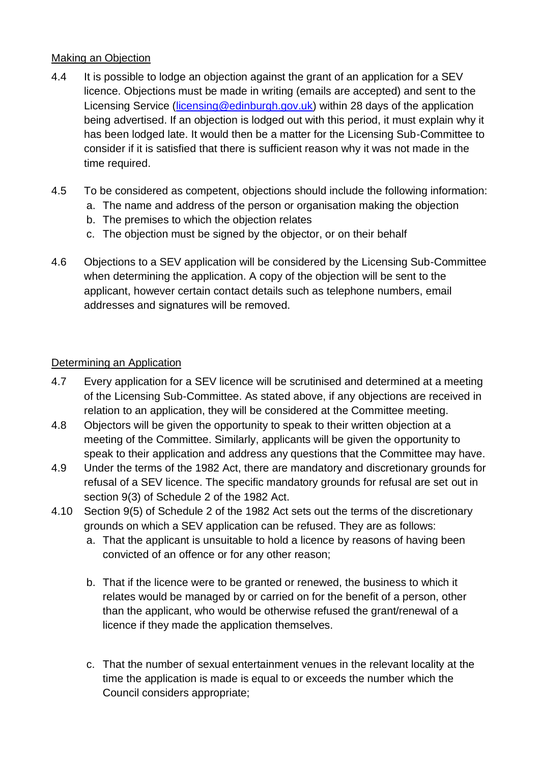Making an Objection

4.4 It is possible to lodge an objection against the grant of an application for a SEV licence. Objections must be made in writing (emails are accepted) and sent to the Licensing Service ([licensing@edinburgh.gov.uk](mailto:licensing@edinburgh.gov.uk)) within 28 days of the application being advertised. If an objection is lodged out with this period, it must explain why it has been lodged late. It would then be a matter for the Licensing Sub-Committee to consider if it is satisfied that there is sufficient reason why it was not made in the time required.

4.5 To be considered as competent, objections should include the following information:
   a. The name and address of the person or organisation making the objection
   b. The premises to which the objection relates
   c. The objection must be signed by the objector, or on their behalf

4.6 Objections to a SEV application will be considered by the Licensing Sub-Committee when determining the application. A copy of the objection will be sent to the applicant, however certain contact details such as telephone numbers, email addresses and signatures will be removed.

Determining an Application

4.7 Every application for a SEV licence will be scrutinised and determined at a meeting of the Licensing Sub-Committee. As stated above, if any objections are received in relation to an application, they will be considered at the Committee meeting.

4.8 Objectors will be given the opportunity to speak to their written objection at a meeting of the Committee. Similarly, applicants will be given the opportunity to speak to their application and address any questions that the Committee may have.

4.9 Under the terms of the 1982 Act, there are mandatory and discretionary grounds for refusal of a SEV licence. The specific mandatory grounds for refusal are set out in section 9(3) of Schedule 2 of the 1982 Act.

4.10 Section 9(5) of Schedule 2 of the 1982 Act sets out the terms of the discretionary grounds on which a SEV application can be refused. They are as follows:
   a. That the applicant is unsuitable to hold a licence by reasons of having been convicted of an offence or for any other reason;
   b. That if the licence were to be granted or renewed, the business to which it relates would be managed by or carried on for the benefit of a person, other than the applicant, who would be otherwise refused the grant/renewal of a licence if they made the application themselves.
   c. That the number of sexual entertainment venues in the relevant locality at the time the application is made is equal to or exceeds the number which the Council considers appropriate;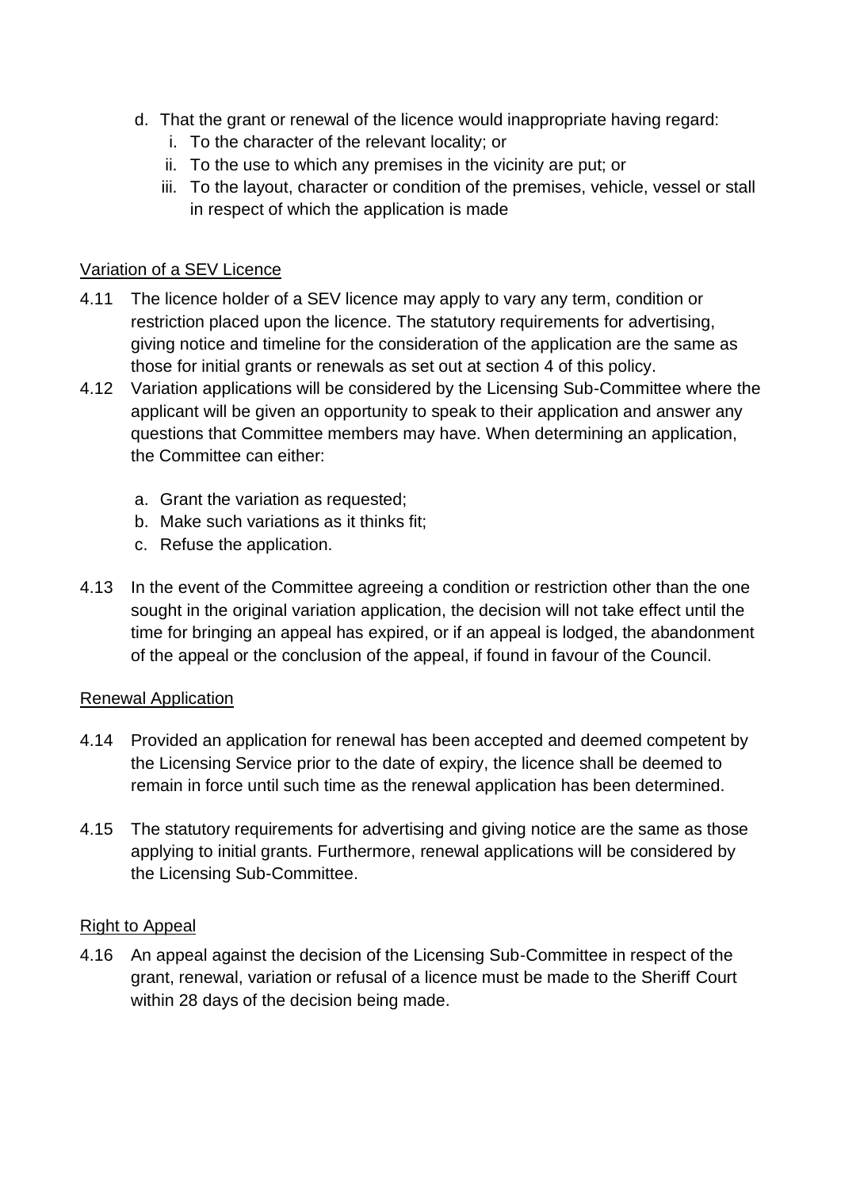d. That the grant or renewal of the licence would inappropriate having regard:
    i. To the character of the relevant locality; or
    ii. To the use to which any premises in the vicinity are put; or
    iii. To the layout, character or condition of the premises, vehicle, vessel or stall in respect of which the application is made

## Variation of a SEV Licence

4.11 The licence holder of a SEV licence may apply to vary any term, condition or restriction placed upon the licence. The statutory requirements for advertising, giving notice and timeline for the consideration of the application are the same as those for initial grants or renewals as set out at section 4 of this policy.

4.12 Variation applications will be considered by the Licensing Sub-Committee where the applicant will be given an opportunity to speak to their application and answer any questions that Committee members may have. When determining an application, the Committee can either:

a. Grant the variation as requested;
b. Make such variations as it thinks fit;
c. Refuse the application.

4.13 In the event of the Committee agreeing a condition or restriction other than the one sought in the original variation application, the decision will not take effect until the time for bringing an appeal has expired, or if an appeal is lodged, the abandonment of the appeal or the conclusion of the appeal, if found in favour of the Council.

## Renewal Application

4.14 Provided an application for renewal has been accepted and deemed competent by the Licensing Service prior to the date of expiry, the licence shall be deemed to remain in force until such time as the renewal application has been determined.

4.15 The statutory requirements for advertising and giving notice are the same as those applying to initial grants. Furthermore, renewal applications will be considered by the Licensing Sub-Committee.

## Right to Appeal

4.16 An appeal against the decision of the Licensing Sub-Committee in respect of the grant, renewal, variation or refusal of a licence must be made to the Sheriff Court within 28 days of the decision being made.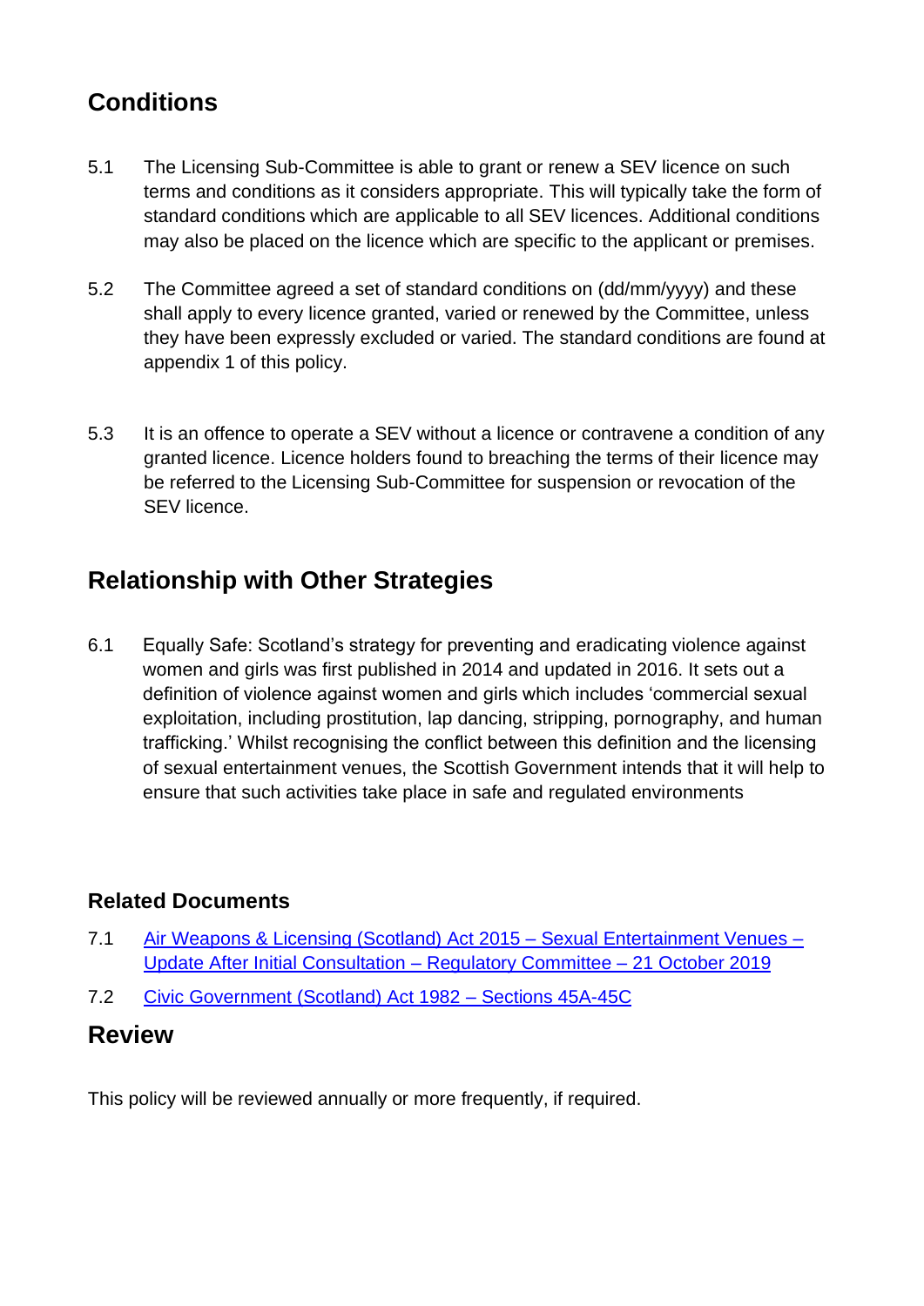## Conditions

5.1 The Licensing Sub-Committee is able to grant or renew a SEV licence on such terms and conditions as it considers appropriate. This will typically take the form of standard conditions which are applicable to all SEV licences. Additional conditions may also be placed on the licence which are specific to the applicant or premises.

5.2 The Committee agreed a set of standard conditions on (dd/mm/yyyy) and these shall apply to every licence granted, varied or renewed by the Committee, unless they have been expressly excluded or varied. The standard conditions are found at appendix 1 of this policy.

5.3 It is an offence to operate a SEV without a licence or contravene a condition of any granted licence. Licence holders found to breaching the terms of their licence may be referred to the Licensing Sub-Committee for suspension or revocation of the SEV licence.

## Relationship with Other Strategies

6.1 Equally Safe: Scotland's strategy for preventing and eradicating violence against women and girls was first published in 2014 and updated in 2016. It sets out a definition of violence against women and girls which includes 'commercial sexual exploitation, including prostitution, lap dancing, stripping, pornography, and human trafficking.' Whilst recognising the conflict between this definition and the licensing of sexual entertainment venues, the Scottish Government intends that it will help to ensure that such activities take place in safe and regulated environments

### Related Documents

7.1 Air Weapons & Licensing (Scotland) Act 2015 – Sexual Entertainment Venues – Update After Initial Consultation – Regulatory Committee – 21 October 2019

7.2 Civic Government (Scotland) Act 1982 – Sections 45A-45C

## Review

This policy will be reviewed annually or more frequently, if required.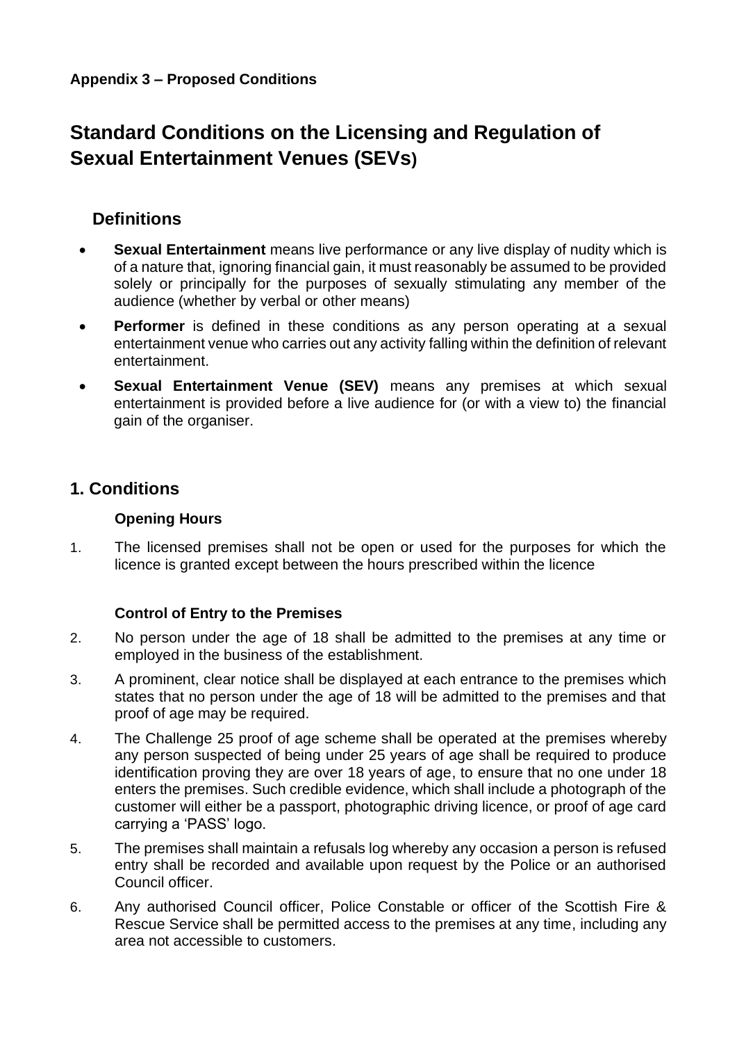**Appendix 3 – Proposed Conditions**

# Standard Conditions on the Licensing and Regulation of Sexual Entertainment Venues (SEVs)

## Definitions

- **Sexual Entertainment** means live performance or any live display of nudity which is of a nature that, ignoring financial gain, it must reasonably be assumed to be provided solely or principally for the purposes of sexually stimulating any member of the audience (whether by verbal or other means)
- **Performer** is defined in these conditions as any person operating at a sexual entertainment venue who carries out any activity falling within the definition of relevant entertainment.
- **Sexual Entertainment Venue (SEV)** means any premises at which sexual entertainment is provided before a live audience for (or with a view to) the financial gain of the organiser.

## 1. Conditions

### Opening Hours

1. The licensed premises shall not be open or used for the purposes for which the licence is granted except between the hours prescribed within the licence

### Control of Entry to the Premises

2. No person under the age of 18 shall be admitted to the premises at any time or employed in the business of the establishment.
3. A prominent, clear notice shall be displayed at each entrance to the premises which states that no person under the age of 18 will be admitted to the premises and that proof of age may be required.
4. The Challenge 25 proof of age scheme shall be operated at the premises whereby any person suspected of being under 25 years of age shall be required to produce identification proving they are over 18 years of age, to ensure that no one under 18 enters the premises. Such credible evidence, which shall include a photograph of the customer will either be a passport, photographic driving licence, or proof of age card carrying a 'PASS' logo.
5. The premises shall maintain a refusals log whereby any occasion a person is refused entry shall be recorded and available upon request by the Police or an authorised Council officer.
6. Any authorised Council officer, Police Constable or officer of the Scottish Fire & Rescue Service shall be permitted access to the premises at any time, including any area not accessible to customers.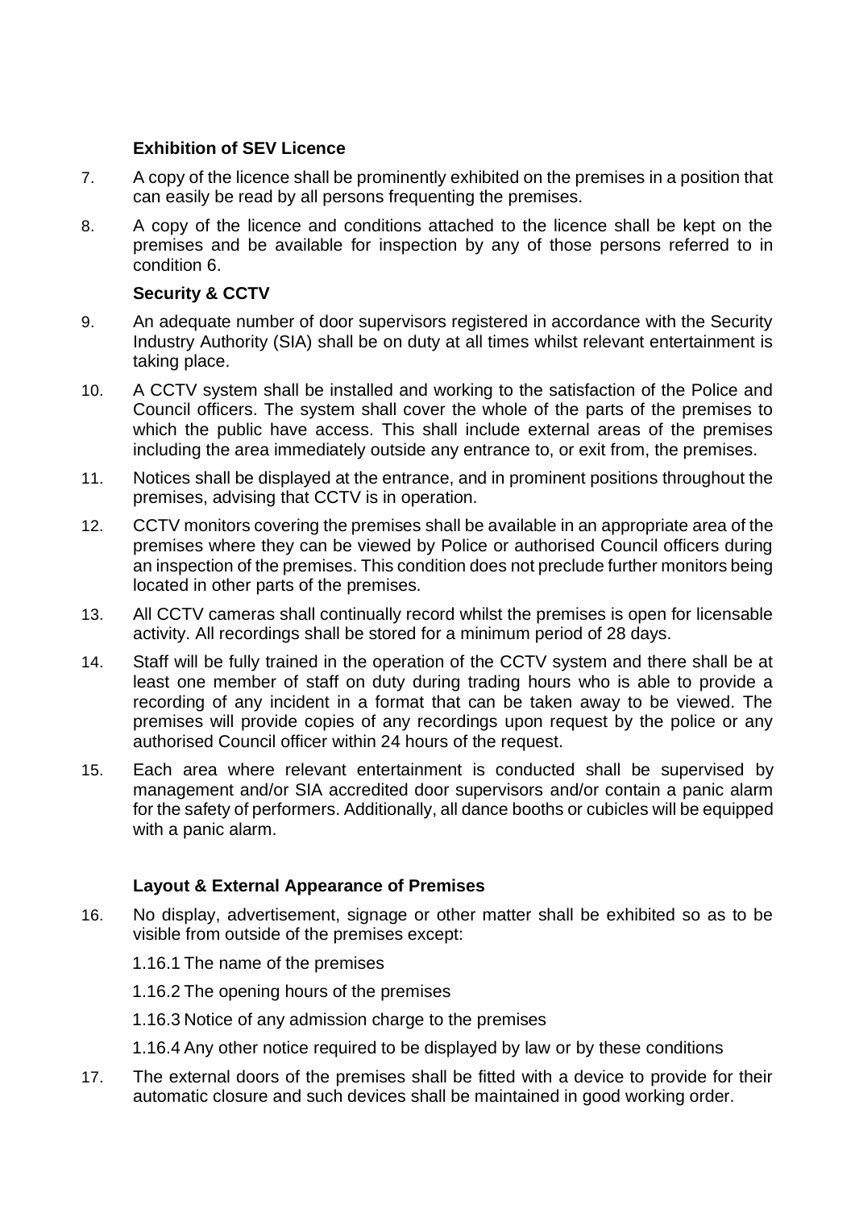### Exhibition of SEV Licence

7. A copy of the licence shall be prominently exhibited on the premises in a position that can easily be read by all persons frequenting the premises.

8. A copy of the licence and conditions attached to the licence shall be kept on the premises and be available for inspection by any of those persons referred to in condition 6.

### Security & CCTV

9. An adequate number of door supervisors registered in accordance with the Security Industry Authority (SIA) shall be on duty at all times whilst relevant entertainment is taking place.

10. A CCTV system shall be installed and working to the satisfaction of the Police and Council officers. The system shall cover the whole of the parts of the premises to which the public have access. This shall include external areas of the premises including the area immediately outside any entrance to, or exit from, the premises.

11. Notices shall be displayed at the entrance, and in prominent positions throughout the premises, advising that CCTV is in operation.

12. CCTV monitors covering the premises shall be available in an appropriate area of the premises where they can be viewed by Police or authorised Council officers during an inspection of the premises. This condition does not preclude further monitors being located in other parts of the premises.

13. All CCTV cameras shall continually record whilst the premises is open for licensable activity. All recordings shall be stored for a minimum period of 28 days.

14. Staff will be fully trained in the operation of the CCTV system and there shall be at least one member of staff on duty during trading hours who is able to provide a recording of any incident in a format that can be taken away to be viewed. The premises will provide copies of any recordings upon request by the police or any authorised Council officer within 24 hours of the request.

15. Each area where relevant entertainment is conducted shall be supervised by management and/or SIA accredited door supervisors and/or contain a panic alarm for the safety of performers. Additionally, all dance booths or cubicles will be equipped with a panic alarm.

### Layout & External Appearance of Premises

16. No display, advertisement, signage or other matter shall be exhibited so as to be visible from outside of the premises except:

    1.16.1 The name of the premises

    1.16.2 The opening hours of the premises

    1.16.3 Notice of any admission charge to the premises

    1.16.4 Any other notice required to be displayed by law or by these conditions

17. The external doors of the premises shall be fitted with a device to provide for their automatic closure and such devices shall be maintained in good working order.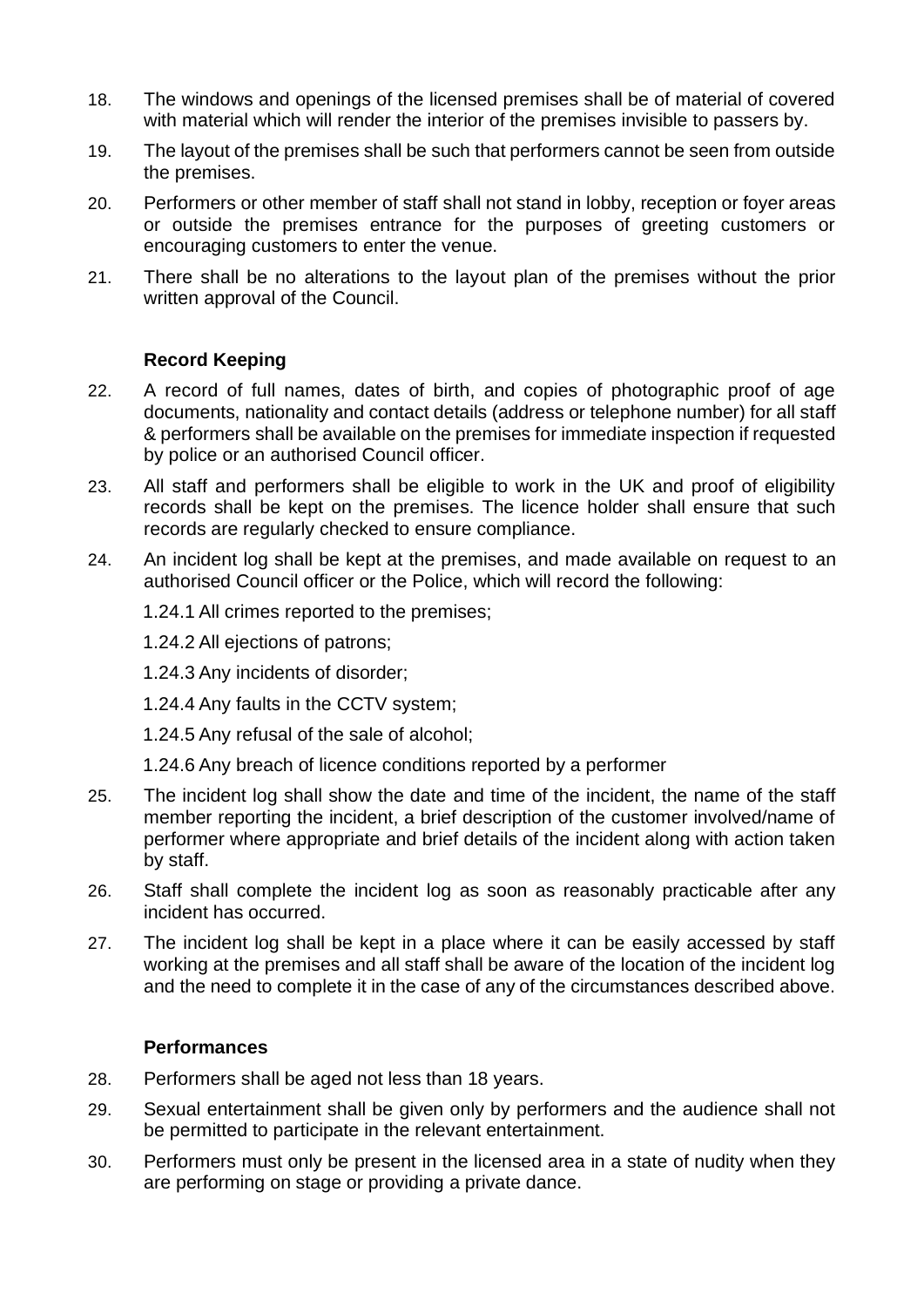18. The windows and openings of the licensed premises shall be of material of covered with material which will render the interior of the premises invisible to passers by.

19. The layout of the premises shall be such that performers cannot be seen from outside the premises.

20. Performers or other member of staff shall not stand in lobby, reception or foyer areas or outside the premises entrance for the purposes of greeting customers or encouraging customers to enter the venue.

21. There shall be no alterations to the layout plan of the premises without the prior written approval of the Council.

### Record Keeping

22. A record of full names, dates of birth, and copies of photographic proof of age documents, nationality and contact details (address or telephone number) for all staff & performers shall be available on the premises for immediate inspection if requested by police or an authorised Council officer.

23. All staff and performers shall be eligible to work in the UK and proof of eligibility records shall be kept on the premises. The licence holder shall ensure that such records are regularly checked to ensure compliance.

24. An incident log shall be kept at the premises, and made available on request to an authorised Council officer or the Police, which will record the following:

    1.24.1 All crimes reported to the premises;

    1.24.2 All ejections of patrons;

    1.24.3 Any incidents of disorder;

    1.24.4 Any faults in the CCTV system;

    1.24.5 Any refusal of the sale of alcohol;

    1.24.6 Any breach of licence conditions reported by a performer

25. The incident log shall show the date and time of the incident, the name of the staff member reporting the incident, a brief description of the customer involved/name of performer where appropriate and brief details of the incident along with action taken by staff.

26. Staff shall complete the incident log as soon as reasonably practicable after any incident has occurred.

27. The incident log shall be kept in a place where it can be easily accessed by staff working at the premises and all staff shall be aware of the location of the incident log and the need to complete it in the case of any of the circumstances described above.

### Performances

28. Performers shall be aged not less than 18 years.

29. Sexual entertainment shall be given only by performers and the audience shall not be permitted to participate in the relevant entertainment.

30. Performers must only be present in the licensed area in a state of nudity when they are performing on stage or providing a private dance.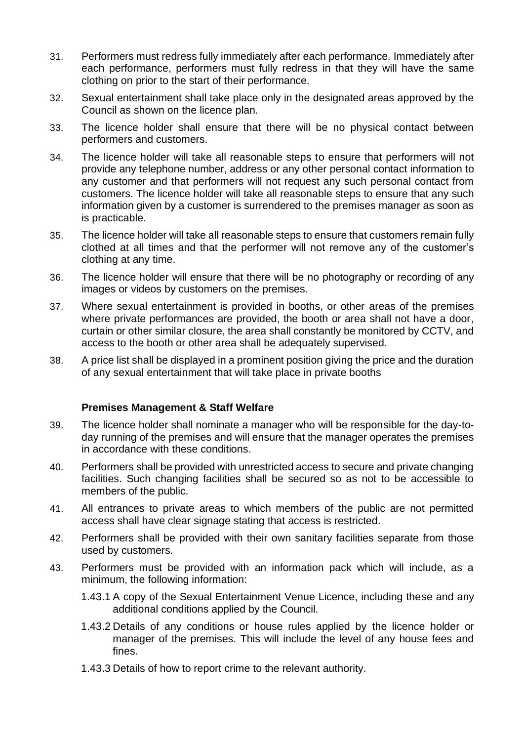31. Performers must redress fully immediately after each performance. Immediately after each performance, performers must fully redress in that they will have the same clothing on prior to the start of their performance.

32. Sexual entertainment shall take place only in the designated areas approved by the Council as shown on the licence plan.

33. The licence holder shall ensure that there will be no physical contact between performers and customers.

34. The licence holder will take all reasonable steps to ensure that performers will not provide any telephone number, address or any other personal contact information to any customer and that performers will not request any such personal contact from customers. The licence holder will take all reasonable steps to ensure that any such information given by a customer is surrendered to the premises manager as soon as is practicable.

35. The licence holder will take all reasonable steps to ensure that customers remain fully clothed at all times and that the performer will not remove any of the customer's clothing at any time.

36. The licence holder will ensure that there will be no photography or recording of any images or videos by customers on the premises.

37. Where sexual entertainment is provided in booths, or other areas of the premises where private performances are provided, the booth or area shall not have a door, curtain or other similar closure, the area shall constantly be monitored by CCTV, and access to the booth or other area shall be adequately supervised.

38. A price list shall be displayed in a prominent position giving the price and the duration of any sexual entertainment that will take place in private booths

**Premises Management & Staff Welfare**

39. The licence holder shall nominate a manager who will be responsible for the day-to-day running of the premises and will ensure that the manager operates the premises in accordance with these conditions.

40. Performers shall be provided with unrestricted access to secure and private changing facilities. Such changing facilities shall be secured so as not to be accessible to members of the public.

41. All entrances to private areas to which members of the public are not permitted access shall have clear signage stating that access is restricted.

42. Performers shall be provided with their own sanitary facilities separate from those used by customers.

43. Performers must be provided with an information pack which will include, as a minimum, the following information:

    1.43.1 A copy of the Sexual Entertainment Venue Licence, including these and any additional conditions applied by the Council.

    1.43.2 Details of any conditions or house rules applied by the licence holder or manager of the premises. This will include the level of any house fees and fines.

    1.43.3 Details of how to report crime to the relevant authority.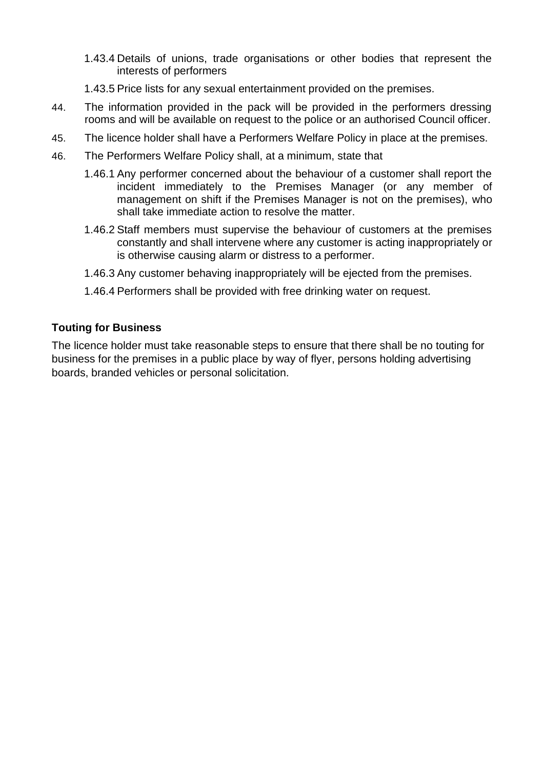1.43.4 Details of unions, trade organisations or other bodies that represent the interests of performers

1.43.5 Price lists for any sexual entertainment provided on the premises.

44. The information provided in the pack will be provided in the performers dressing rooms and will be available on request to the police or an authorised Council officer.

45. The licence holder shall have a Performers Welfare Policy in place at the premises.

46. The Performers Welfare Policy shall, at a minimum, state that

1.46.1 Any performer concerned about the behaviour of a customer shall report the incident immediately to the Premises Manager (or any member of management on shift if the Premises Manager is not on the premises), who shall take immediate action to resolve the matter.

1.46.2 Staff members must supervise the behaviour of customers at the premises constantly and shall intervene where any customer is acting inappropriately or is otherwise causing alarm or distress to a performer.

1.46.3 Any customer behaving inappropriately will be ejected from the premises.

1.46.4 Performers shall be provided with free drinking water on request.

**Touting for Business**

The licence holder must take reasonable steps to ensure that there shall be no touting for business for the premises in a public place by way of flyer, persons holding advertising boards, branded vehicles or personal solicitation.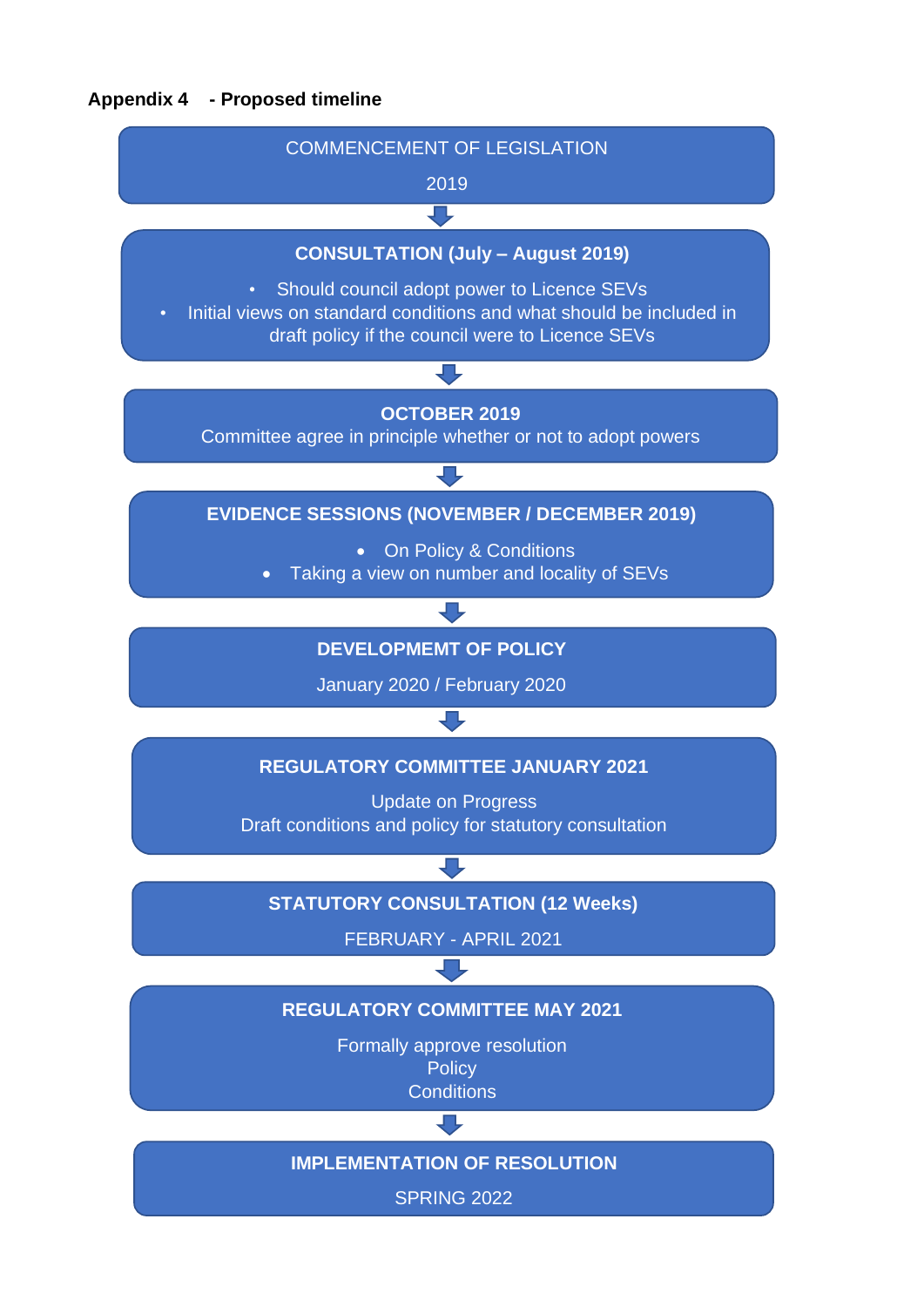**Appendix 4 - Proposed timeline**

COMMENCEMENT OF LEGISLATION

2019

↓

**CONSULTATION (July – August 2019)**

- Should council adopt power to Licence SEVs
- Initial views on standard conditions and what should be included in draft policy if the council were to Licence SEVs

↓

**OCTOBER 2019**

Committee agree in principle whether or not to adopt powers

↓

**EVIDENCE SESSIONS (NOVEMBER / DECEMBER 2019)**

- On Policy & Conditions
- Taking a view on number and locality of SEVs

↓

**DEVELOPMEMT OF POLICY**

January 2020 / February 2020

↓

**REGULATORY COMMITTEE JANUARY 2021**

Update on Progress

Draft conditions and policy for statutory consultation

↓

**STATUTORY CONSULTATION (12 Weeks)**

FEBRUARY - APRIL 2021

↓

**REGULATORY COMMITTEE MAY 2021**

Formally approve resolution

Policy

Conditions

↓

**IMPLEMENTATION OF RESOLUTION**

SPRING 2022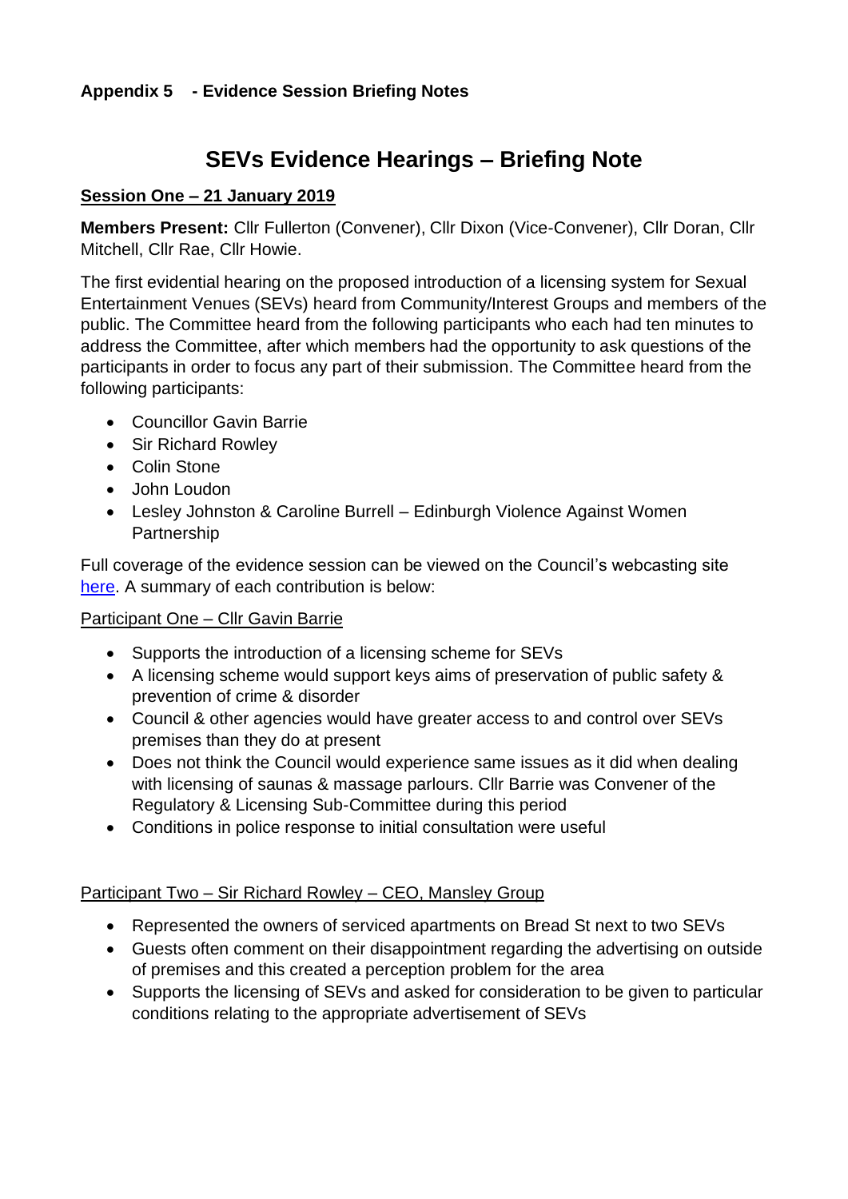**Appendix 5 - Evidence Session Briefing Notes**

# SEVs Evidence Hearings – Briefing Note

**Session One – 21 January 2019**

**Members Present:** Cllr Fullerton (Convener), Cllr Dixon (Vice-Convener), Cllr Doran, Cllr Mitchell, Cllr Rae, Cllr Howie.

The first evidential hearing on the proposed introduction of a licensing system for Sexual Entertainment Venues (SEVs) heard from Community/Interest Groups and members of the public. The Committee heard from the following participants who each had ten minutes to address the Committee, after which members had the opportunity to ask questions of the participants in order to focus any part of their submission. The Committee heard from the following participants:

- Councillor Gavin Barrie
- Sir Richard Rowley
- Colin Stone
- John Loudon
- Lesley Johnston & Caroline Burrell – Edinburgh Violence Against Women Partnership

Full coverage of the evidence session can be viewed on the Council's webcasting site here. A summary of each contribution is below:

Participant One – Cllr Gavin Barrie

- Supports the introduction of a licensing scheme for SEVs
- A licensing scheme would support keys aims of preservation of public safety & prevention of crime & disorder
- Council & other agencies would have greater access to and control over SEVs premises than they do at present
- Does not think the Council would experience same issues as it did when dealing with licensing of saunas & massage parlours. Cllr Barrie was Convener of the Regulatory & Licensing Sub-Committee during this period
- Conditions in police response to initial consultation were useful

Participant Two – Sir Richard Rowley – CEO, Mansley Group

- Represented the owners of serviced apartments on Bread St next to two SEVs
- Guests often comment on their disappointment regarding the advertising on outside of premises and this created a perception problem for the area
- Supports the licensing of SEVs and asked for consideration to be given to particular conditions relating to the appropriate advertisement of SEVs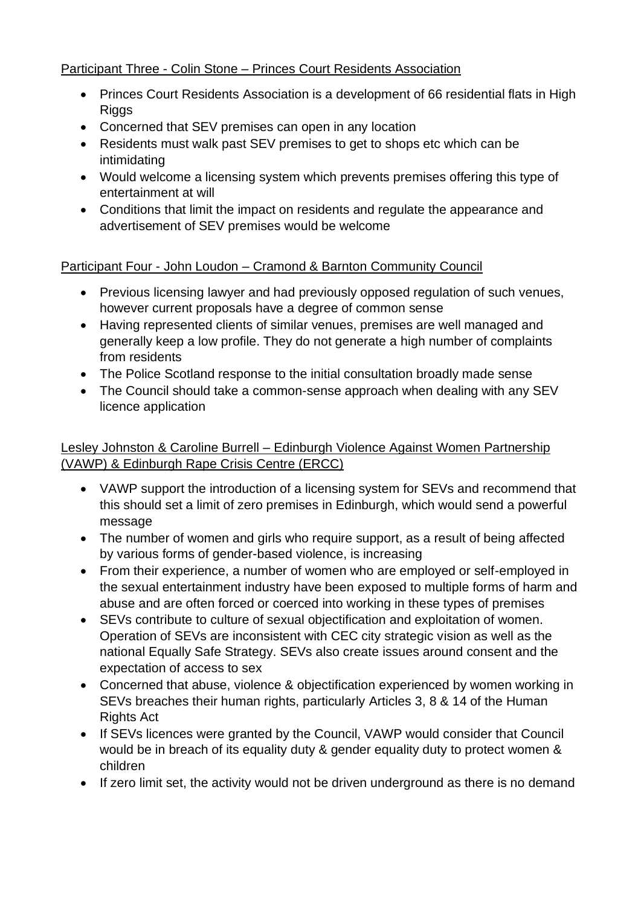Participant Three - Colin Stone – Princes Court Residents Association

- Princes Court Residents Association is a development of 66 residential flats in High Riggs
- Concerned that SEV premises can open in any location
- Residents must walk past SEV premises to get to shops etc which can be intimidating
- Would welcome a licensing system which prevents premises offering this type of entertainment at will
- Conditions that limit the impact on residents and regulate the appearance and advertisement of SEV premises would be welcome

Participant Four - John Loudon – Cramond & Barnton Community Council

- Previous licensing lawyer and had previously opposed regulation of such venues, however current proposals have a degree of common sense
- Having represented clients of similar venues, premises are well managed and generally keep a low profile. They do not generate a high number of complaints from residents
- The Police Scotland response to the initial consultation broadly made sense
- The Council should take a common-sense approach when dealing with any SEV licence application

Lesley Johnston & Caroline Burrell – Edinburgh Violence Against Women Partnership (VAWP) & Edinburgh Rape Crisis Centre (ERCC)

- VAWP support the introduction of a licensing system for SEVs and recommend that this should set a limit of zero premises in Edinburgh, which would send a powerful message
- The number of women and girls who require support, as a result of being affected by various forms of gender-based violence, is increasing
- From their experience, a number of women who are employed or self-employed in the sexual entertainment industry have been exposed to multiple forms of harm and abuse and are often forced or coerced into working in these types of premises
- SEVs contribute to culture of sexual objectification and exploitation of women. Operation of SEVs are inconsistent with CEC city strategic vision as well as the national Equally Safe Strategy. SEVs also create issues around consent and the expectation of access to sex
- Concerned that abuse, violence & objectification experienced by women working in SEVs breaches their human rights, particularly Articles 3, 8 & 14 of the Human Rights Act
- If SEVs licences were granted by the Council, VAWP would consider that Council would be in breach of its equality duty & gender equality duty to protect women & children
- If zero limit set, the activity would not be driven underground as there is no demand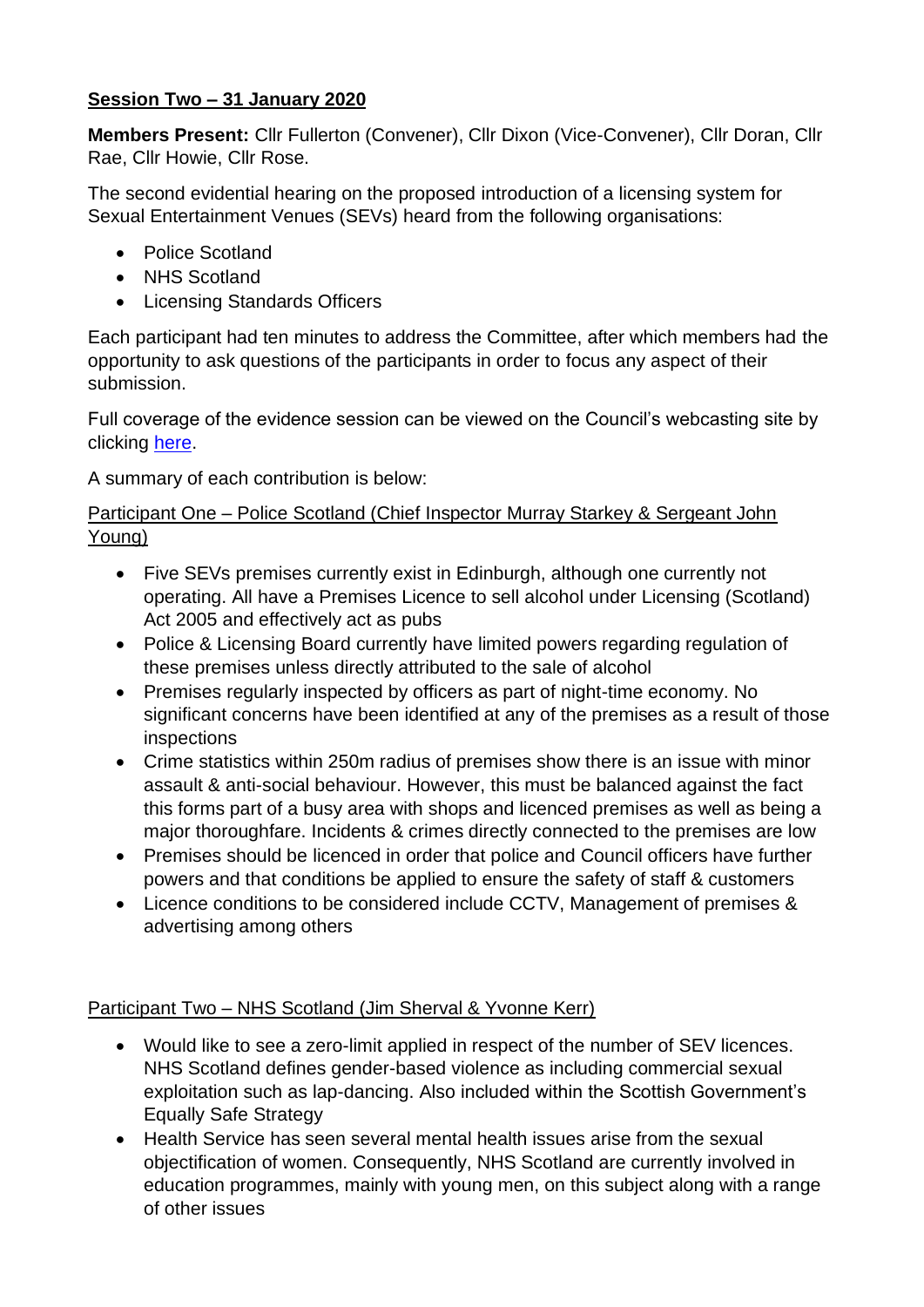**Session Two – 31 January 2020**

**Members Present:** Cllr Fullerton (Convener), Cllr Dixon (Vice-Convener), Cllr Doran, Cllr Rae, Cllr Howie, Cllr Rose.

The second evidential hearing on the proposed introduction of a licensing system for Sexual Entertainment Venues (SEVs) heard from the following organisations:

- Police Scotland
- NHS Scotland
- Licensing Standards Officers

Each participant had ten minutes to address the Committee, after which members had the opportunity to ask questions of the participants in order to focus any aspect of their submission.

Full coverage of the evidence session can be viewed on the Council's webcasting site by clicking here.

A summary of each contribution is below:

Participant One – Police Scotland (Chief Inspector Murray Starkey & Sergeant John Young)

- Five SEVs premises currently exist in Edinburgh, although one currently not operating. All have a Premises Licence to sell alcohol under Licensing (Scotland) Act 2005 and effectively act as pubs
- Police & Licensing Board currently have limited powers regarding regulation of these premises unless directly attributed to the sale of alcohol
- Premises regularly inspected by officers as part of night-time economy. No significant concerns have been identified at any of the premises as a result of those inspections
- Crime statistics within 250m radius of premises show there is an issue with minor assault & anti-social behaviour. However, this must be balanced against the fact this forms part of a busy area with shops and licenced premises as well as being a major thoroughfare. Incidents & crimes directly connected to the premises are low
- Premises should be licenced in order that police and Council officers have further powers and that conditions be applied to ensure the safety of staff & customers
- Licence conditions to be considered include CCTV, Management of premises & advertising among others

Participant Two – NHS Scotland (Jim Sherval & Yvonne Kerr)

- Would like to see a zero-limit applied in respect of the number of SEV licences. NHS Scotland defines gender-based violence as including commercial sexual exploitation such as lap-dancing. Also included within the Scottish Government's Equally Safe Strategy
- Health Service has seen several mental health issues arise from the sexual objectification of women. Consequently, NHS Scotland are currently involved in education programmes, mainly with young men, on this subject along with a range of other issues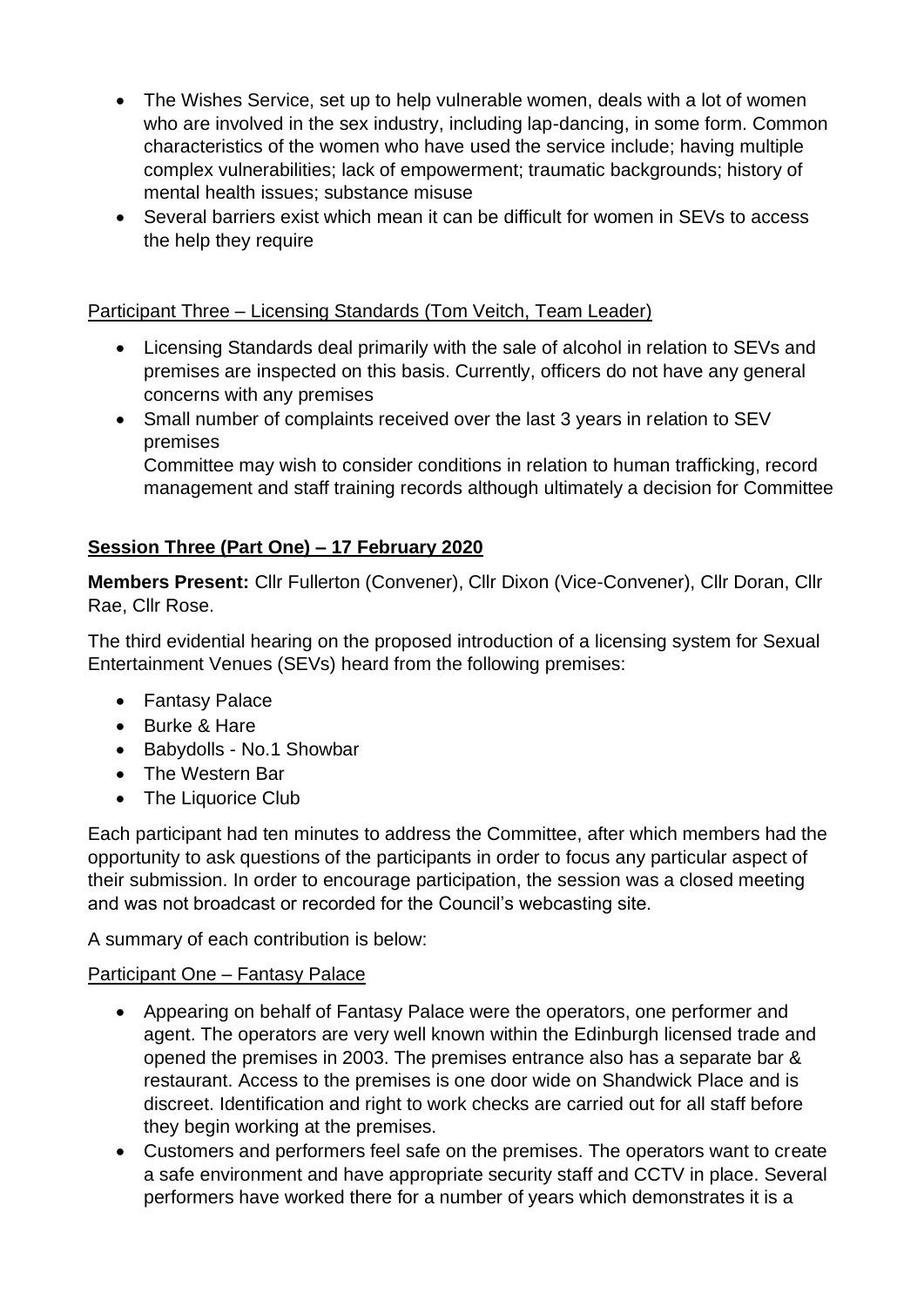- The Wishes Service, set up to help vulnerable women, deals with a lot of women who are involved in the sex industry, including lap-dancing, in some form. Common characteristics of the women who have used the service include; having multiple complex vulnerabilities; lack of empowerment; traumatic backgrounds; history of mental health issues; substance misuse
- Several barriers exist which mean it can be difficult for women in SEVs to access the help they require

Participant Three – Licensing Standards (Tom Veitch, Team Leader)

- Licensing Standards deal primarily with the sale of alcohol in relation to SEVs and premises are inspected on this basis. Currently, officers do not have any general concerns with any premises
- Small number of complaints received over the last 3 years in relation to SEV premises
  Committee may wish to consider conditions in relation to human trafficking, record management and staff training records although ultimately a decision for Committee

**Session Three (Part One) – 17 February 2020**

**Members Present:** Cllr Fullerton (Convener), Cllr Dixon (Vice-Convener), Cllr Doran, Cllr Rae, Cllr Rose.

The third evidential hearing on the proposed introduction of a licensing system for Sexual Entertainment Venues (SEVs) heard from the following premises:

- Fantasy Palace
- Burke & Hare
- Babydolls - No.1 Showbar
- The Western Bar
- The Liquorice Club

Each participant had ten minutes to address the Committee, after which members had the opportunity to ask questions of the participants in order to focus any particular aspect of their submission. In order to encourage participation, the session was a closed meeting and was not broadcast or recorded for the Council's webcasting site.

A summary of each contribution is below:

Participant One – Fantasy Palace

- Appearing on behalf of Fantasy Palace were the operators, one performer and agent. The operators are very well known within the Edinburgh licensed trade and opened the premises in 2003. The premises entrance also has a separate bar & restaurant. Access to the premises is one door wide on Shandwick Place and is discreet. Identification and right to work checks are carried out for all staff before they begin working at the premises.
- Customers and performers feel safe on the premises. The operators want to create a safe environment and have appropriate security staff and CCTV in place. Several performers have worked there for a number of years which demonstrates it is a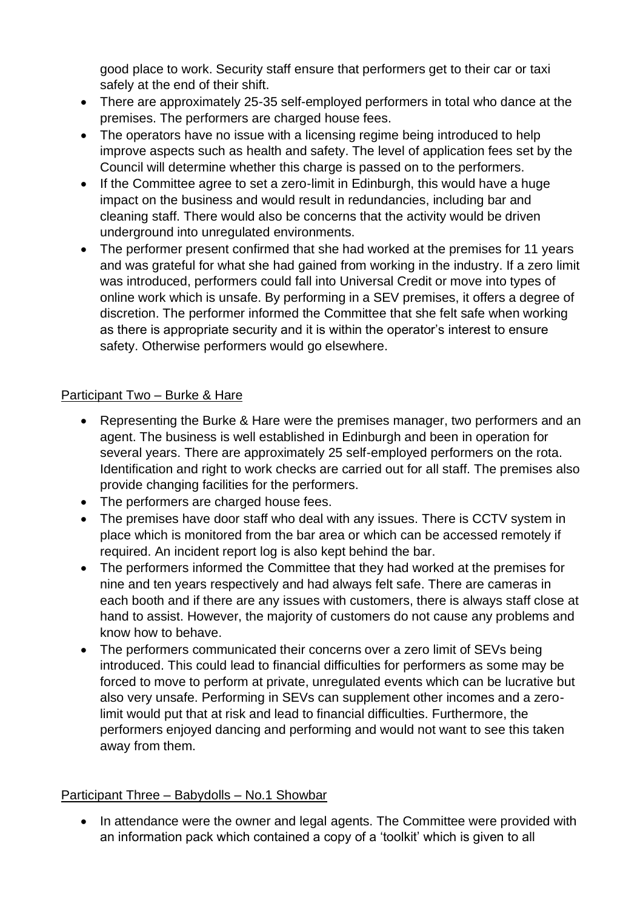good place to work. Security staff ensure that performers get to their car or taxi safely at the end of their shift.

- There are approximately 25-35 self-employed performers in total who dance at the premises. The performers are charged house fees.
- The operators have no issue with a licensing regime being introduced to help improve aspects such as health and safety. The level of application fees set by the Council will determine whether this charge is passed on to the performers.
- If the Committee agree to set a zero-limit in Edinburgh, this would have a huge impact on the business and would result in redundancies, including bar and cleaning staff. There would also be concerns that the activity would be driven underground into unregulated environments.
- The performer present confirmed that she had worked at the premises for 11 years and was grateful for what she had gained from working in the industry. If a zero limit was introduced, performers could fall into Universal Credit or move into types of online work which is unsafe. By performing in a SEV premises, it offers a degree of discretion. The performer informed the Committee that she felt safe when working as there is appropriate security and it is within the operator's interest to ensure safety. Otherwise performers would go elsewhere.

<u>Participant Two – Burke & Hare</u>

- Representing the Burke & Hare were the premises manager, two performers and an agent. The business is well established in Edinburgh and been in operation for several years. There are approximately 25 self-employed performers on the rota. Identification and right to work checks are carried out for all staff. The premises also provide changing facilities for the performers.
- The performers are charged house fees.
- The premises have door staff who deal with any issues. There is CCTV system in place which is monitored from the bar area or which can be accessed remotely if required. An incident report log is also kept behind the bar.
- The performers informed the Committee that they had worked at the premises for nine and ten years respectively and had always felt safe. There are cameras in each booth and if there are any issues with customers, there is always staff close at hand to assist. However, the majority of customers do not cause any problems and know how to behave.
- The performers communicated their concerns over a zero limit of SEVs being introduced. This could lead to financial difficulties for performers as some may be forced to move to perform at private, unregulated events which can be lucrative but also very unsafe. Performing in SEVs can supplement other incomes and a zero-limit would put that at risk and lead to financial difficulties. Furthermore, the performers enjoyed dancing and performing and would not want to see this taken away from them.

<u>Participant Three – Babydolls – No.1 Showbar</u>

- In attendance were the owner and legal agents. The Committee were provided with an information pack which contained a copy of a 'toolkit' which is given to all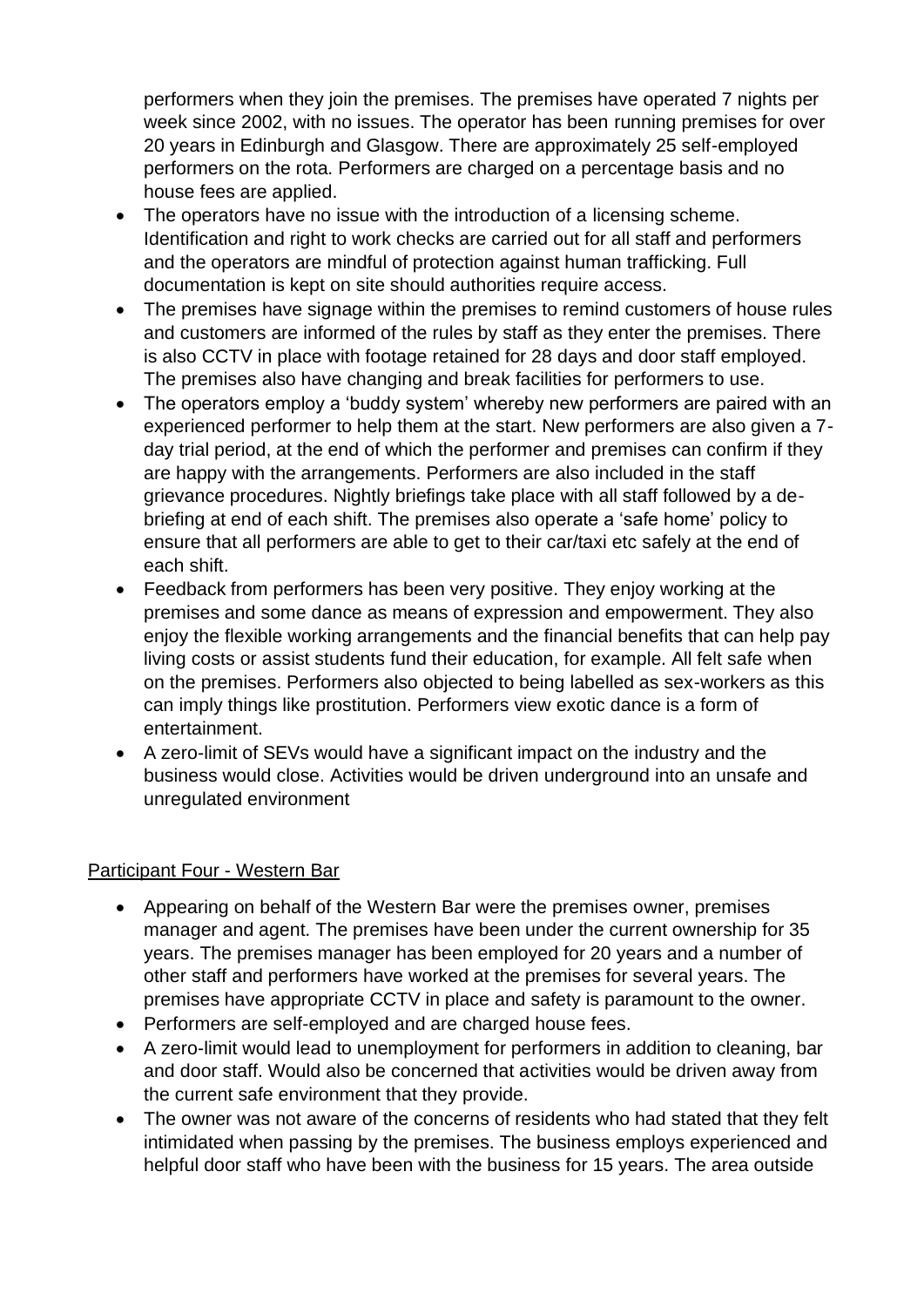performers when they join the premises. The premises have operated 7 nights per week since 2002, with no issues. The operator has been running premises for over 20 years in Edinburgh and Glasgow. There are approximately 25 self-employed performers on the rota. Performers are charged on a percentage basis and no house fees are applied.

- The operators have no issue with the introduction of a licensing scheme. Identification and right to work checks are carried out for all staff and performers and the operators are mindful of protection against human trafficking. Full documentation is kept on site should authorities require access.
- The premises have signage within the premises to remind customers of house rules and customers are informed of the rules by staff as they enter the premises. There is also CCTV in place with footage retained for 28 days and door staff employed. The premises also have changing and break facilities for performers to use.
- The operators employ a 'buddy system' whereby new performers are paired with an experienced performer to help them at the start. New performers are also given a 7-day trial period, at the end of which the performer and premises can confirm if they are happy with the arrangements. Performers are also included in the staff grievance procedures. Nightly briefings take place with all staff followed by a de-briefing at end of each shift. The premises also operate a 'safe home' policy to ensure that all performers are able to get to their car/taxi etc safely at the end of each shift.
- Feedback from performers has been very positive. They enjoy working at the premises and some dance as means of expression and empowerment. They also enjoy the flexible working arrangements and the financial benefits that can help pay living costs or assist students fund their education, for example. All felt safe when on the premises. Performers also objected to being labelled as sex-workers as this can imply things like prostitution. Performers view exotic dance is a form of entertainment.
- A zero-limit of SEVs would have a significant impact on the industry and the business would close. Activities would be driven underground into an unsafe and unregulated environment

<u>Participant Four - Western Bar</u>

- Appearing on behalf of the Western Bar were the premises owner, premises manager and agent. The premises have been under the current ownership for 35 years. The premises manager has been employed for 20 years and a number of other staff and performers have worked at the premises for several years. The premises have appropriate CCTV in place and safety is paramount to the owner.
- Performers are self-employed and are charged house fees.
- A zero-limit would lead to unemployment for performers in addition to cleaning, bar and door staff. Would also be concerned that activities would be driven away from the current safe environment that they provide.
- The owner was not aware of the concerns of residents who had stated that they felt intimidated when passing by the premises. The business employs experienced and helpful door staff who have been with the business for 15 years. The area outside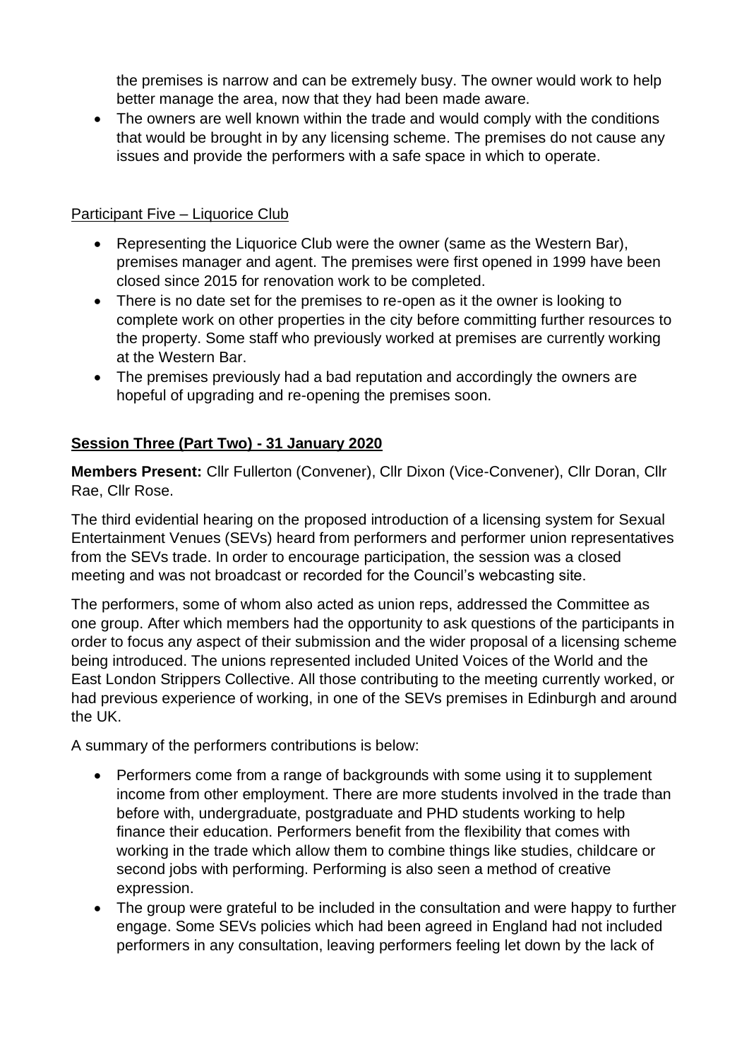the premises is narrow and can be extremely busy. The owner would work to help better manage the area, now that they had been made aware.

- The owners are well known within the trade and would comply with the conditions that would be brought in by any licensing scheme. The premises do not cause any issues and provide the performers with a safe space in which to operate.

Participant Five – Liquorice Club

- Representing the Liquorice Club were the owner (same as the Western Bar), premises manager and agent. The premises were first opened in 1999 have been closed since 2015 for renovation work to be completed.
- There is no date set for the premises to re-open as it the owner is looking to complete work on other properties in the city before committing further resources to the property. Some staff who previously worked at premises are currently working at the Western Bar.
- The premises previously had a bad reputation and accordingly the owners are hopeful of upgrading and re-opening the premises soon.

**Session Three (Part Two) - 31 January 2020**

**Members Present:** Cllr Fullerton (Convener), Cllr Dixon (Vice-Convener), Cllr Doran, Cllr Rae, Cllr Rose.

The third evidential hearing on the proposed introduction of a licensing system for Sexual Entertainment Venues (SEVs) heard from performers and performer union representatives from the SEVs trade. In order to encourage participation, the session was a closed meeting and was not broadcast or recorded for the Council's webcasting site.

The performers, some of whom also acted as union reps, addressed the Committee as one group. After which members had the opportunity to ask questions of the participants in order to focus any aspect of their submission and the wider proposal of a licensing scheme being introduced. The unions represented included United Voices of the World and the East London Strippers Collective. All those contributing to the meeting currently worked, or had previous experience of working, in one of the SEVs premises in Edinburgh and around the UK.

A summary of the performers contributions is below:

- Performers come from a range of backgrounds with some using it to supplement income from other employment. There are more students involved in the trade than before with, undergraduate, postgraduate and PHD students working to help finance their education. Performers benefit from the flexibility that comes with working in the trade which allow them to combine things like studies, childcare or second jobs with performing. Performing is also seen a method of creative expression.
- The group were grateful to be included in the consultation and were happy to further engage. Some SEVs policies which had been agreed in England had not included performers in any consultation, leaving performers feeling let down by the lack of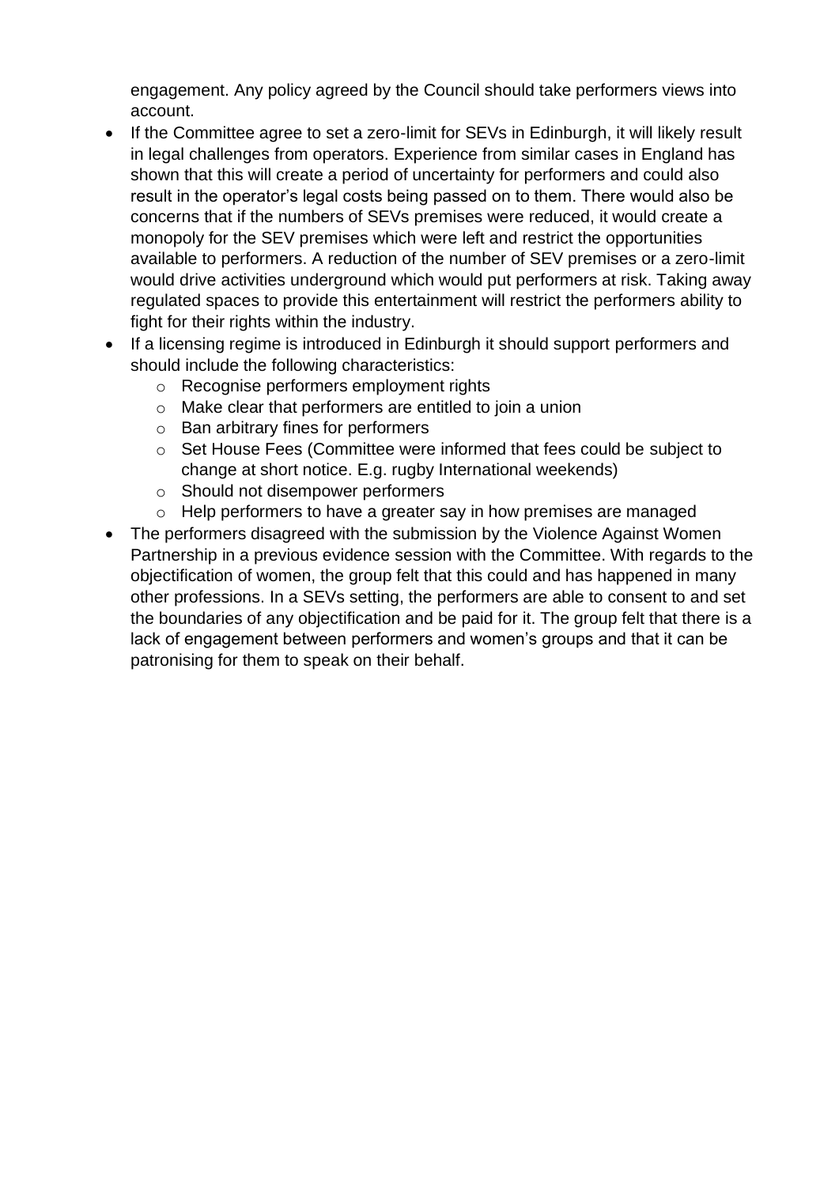engagement. Any policy agreed by the Council should take performers views into account.

- If the Committee agree to set a zero-limit for SEVs in Edinburgh, it will likely result in legal challenges from operators. Experience from similar cases in England has shown that this will create a period of uncertainty for performers and could also result in the operator's legal costs being passed on to them. There would also be concerns that if the numbers of SEVs premises were reduced, it would create a monopoly for the SEV premises which were left and restrict the opportunities available to performers. A reduction of the number of SEV premises or a zero-limit would drive activities underground which would put performers at risk. Taking away regulated spaces to provide this entertainment will restrict the performers ability to fight for their rights within the industry.
- If a licensing regime is introduced in Edinburgh it should support performers and should include the following characteristics:
  - Recognise performers employment rights
  - Make clear that performers are entitled to join a union
  - Ban arbitrary fines for performers
  - Set House Fees (Committee were informed that fees could be subject to change at short notice. E.g. rugby International weekends)
  - Should not disempower performers
  - Help performers to have a greater say in how premises are managed
- The performers disagreed with the submission by the Violence Against Women Partnership in a previous evidence session with the Committee. With regards to the objectification of women, the group felt that this could and has happened in many other professions. In a SEVs setting, the performers are able to consent to and set the boundaries of any objectification and be paid for it. The group felt that there is a lack of engagement between performers and women's groups and that it can be patronising for them to speak on their behalf.